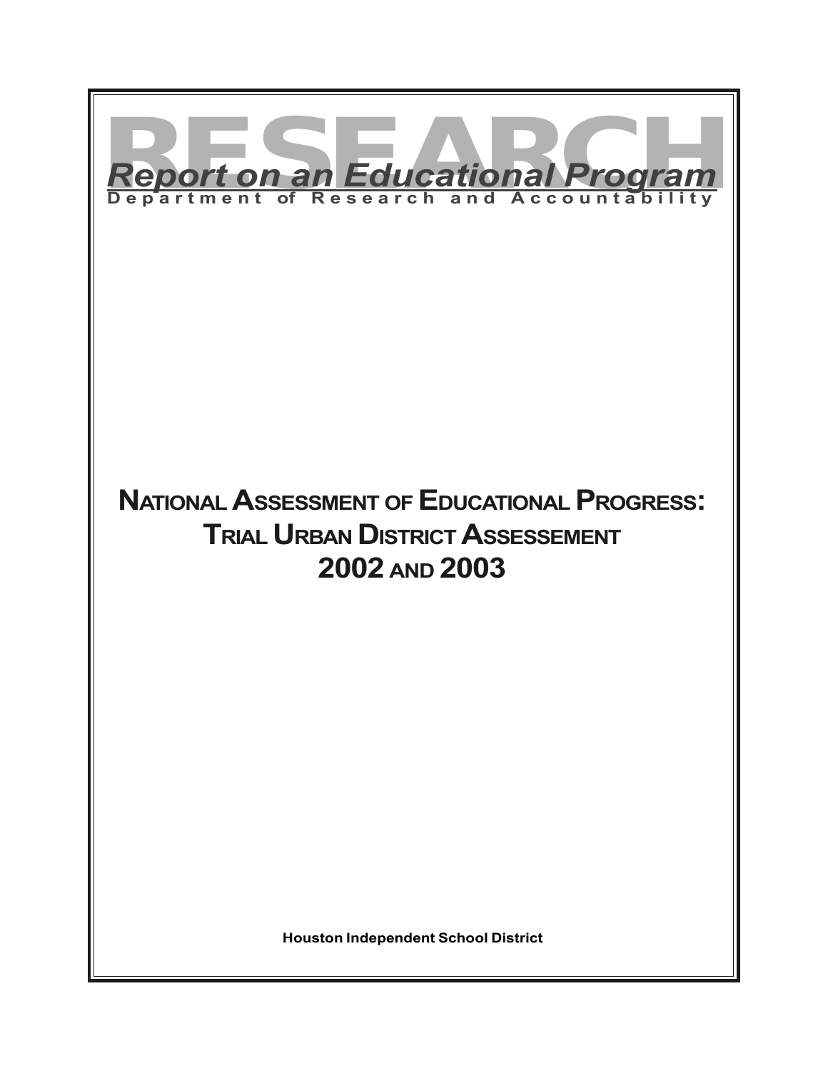# RESEARCH

***Report on an Educational Program***

**Department of Research and Accountability**

# NATIONAL ASSESSMENT OF EDUCATIONAL PROGRESS: TRIAL URBAN DISTRICT ASSESSEMENT 2002 AND 2003

**Houston Independent School District**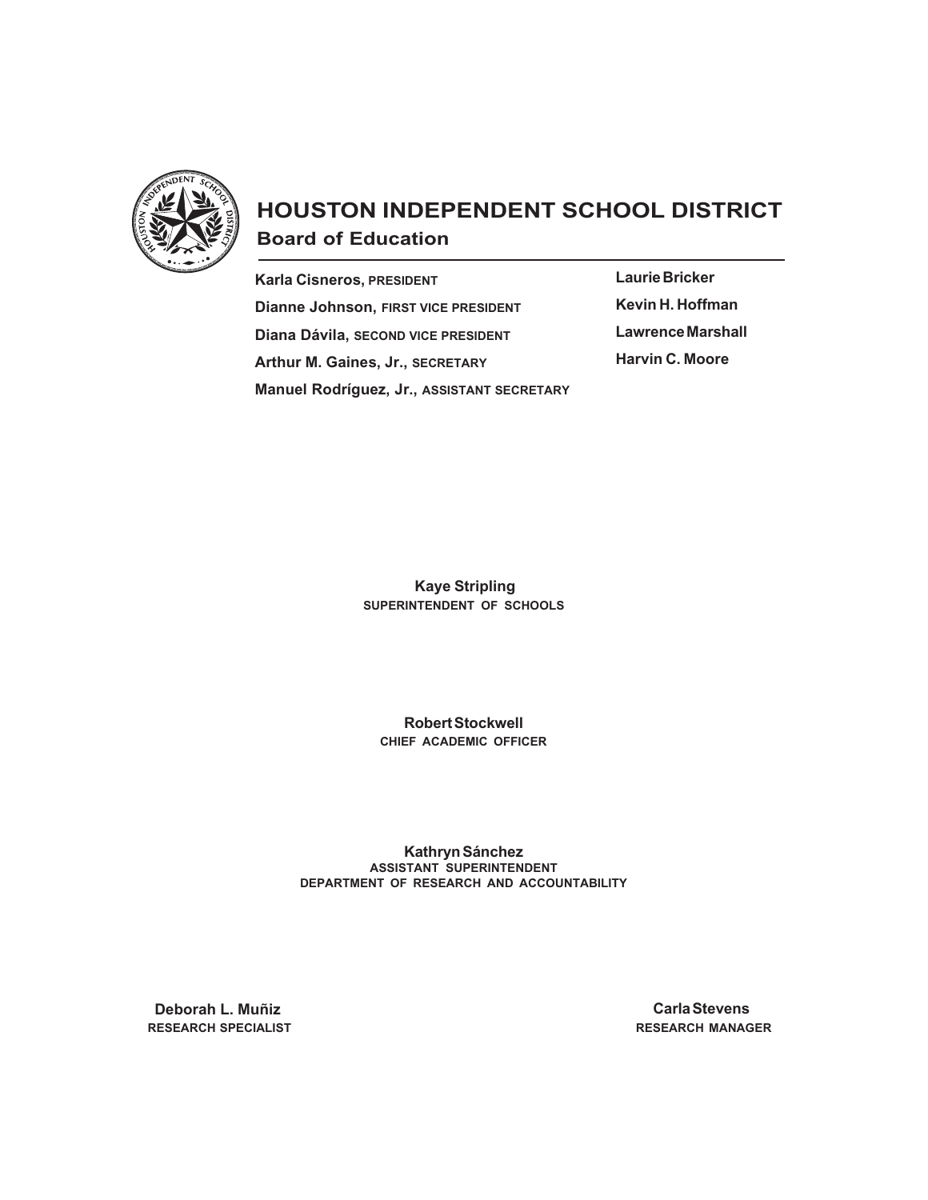# HOUSTON INDEPENDENT SCHOOL DISTRICT

## Board of Education

**Karla Cisneros,** PRESIDENT
**Dianne Johnson,** FIRST VICE PRESIDENT
**Diana Dávila,** SECOND VICE PRESIDENT
**Arthur M. Gaines, Jr.,** SECRETARY
**Manuel Rodríguez, Jr.,** ASSISTANT SECRETARY

**Laurie Bricker**
**Kevin H. Hoffman**
**Lawrence Marshall**
**Harvin C. Moore**

**Kaye Stripling**
SUPERINTENDENT OF SCHOOLS

**Robert Stockwell**
CHIEF ACADEMIC OFFICER

**Kathryn Sánchez**
ASSISTANT SUPERINTENDENT
DEPARTMENT OF RESEARCH AND ACCOUNTABILITY

**Deborah L. Muñiz**
RESEARCH SPECIALIST

**Carla Stevens**
RESEARCH MANAGER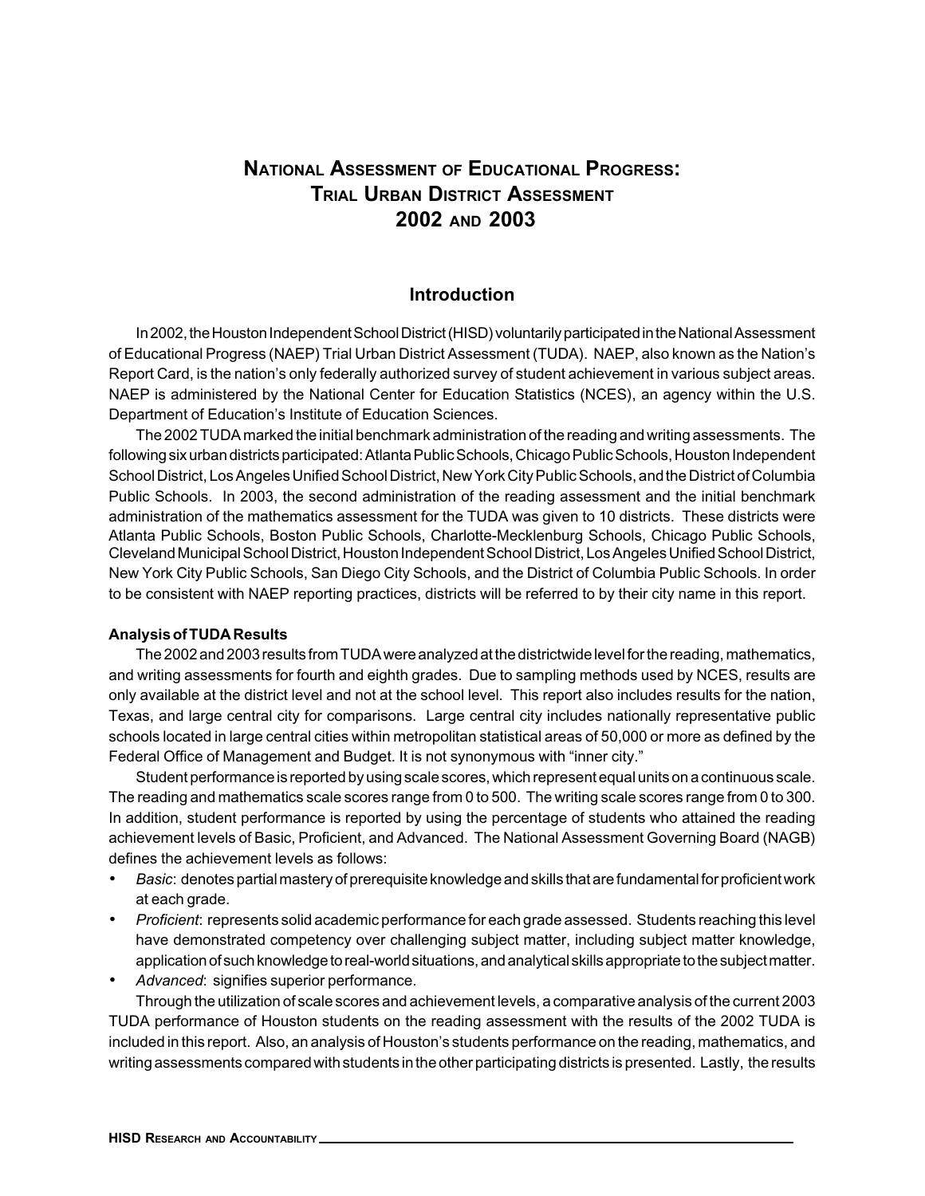# National Assessment of Educational Progress: Trial Urban District Assessment 2002 and 2003

## Introduction

In 2002, the Houston Independent School District (HISD) voluntarily participated in the National Assessment of Educational Progress (NAEP) Trial Urban District Assessment (TUDA). NAEP, also known as the Nation's Report Card, is the nation's only federally authorized survey of student achievement in various subject areas. NAEP is administered by the National Center for Education Statistics (NCES), an agency within the U.S. Department of Education's Institute of Education Sciences.

The 2002 TUDA marked the initial benchmark administration of the reading and writing assessments. The following six urban districts participated: Atlanta Public Schools, Chicago Public Schools, Houston Independent School District, Los Angeles Unified School District, New York City Public Schools, and the District of Columbia Public Schools. In 2003, the second administration of the reading assessment and the initial benchmark administration of the mathematics assessment for the TUDA was given to 10 districts. These districts were Atlanta Public Schools, Boston Public Schools, Charlotte-Mecklenburg Schools, Chicago Public Schools, Cleveland Municipal School District, Houston Independent School District, Los Angeles Unified School District, New York City Public Schools, San Diego City Schools, and the District of Columbia Public Schools. In order to be consistent with NAEP reporting practices, districts will be referred to by their city name in this report.

**Analysis of TUDA Results**

The 2002 and 2003 results from TUDA were analyzed at the districtwide level for the reading, mathematics, and writing assessments for fourth and eighth grades. Due to sampling methods used by NCES, results are only available at the district level and not at the school level. This report also includes results for the nation, Texas, and large central city for comparisons. Large central city includes nationally representative public schools located in large central cities within metropolitan statistical areas of 50,000 or more as defined by the Federal Office of Management and Budget. It is not synonymous with "inner city."

Student performance is reported by using scale scores, which represent equal units on a continuous scale. The reading and mathematics scale scores range from 0 to 500. The writing scale scores range from 0 to 300. In addition, student performance is reported by using the percentage of students who attained the reading achievement levels of Basic, Proficient, and Advanced. The National Assessment Governing Board (NAGB) defines the achievement levels as follows:

- *Basic*: denotes partial mastery of prerequisite knowledge and skills that are fundamental for proficient work at each grade.
- *Proficient*: represents solid academic performance for each grade assessed. Students reaching this level have demonstrated competency over challenging subject matter, including subject matter knowledge, application of such knowledge to real-world situations, and analytical skills appropriate to the subject matter.
- *Advanced*: signifies superior performance.

Through the utilization of scale scores and achievement levels, a comparative analysis of the current 2003 TUDA performance of Houston students on the reading assessment with the results of the 2002 TUDA is included in this report. Also, an analysis of Houston's students performance on the reading, mathematics, and writing assessments compared with students in the other participating districts is presented. Lastly, the results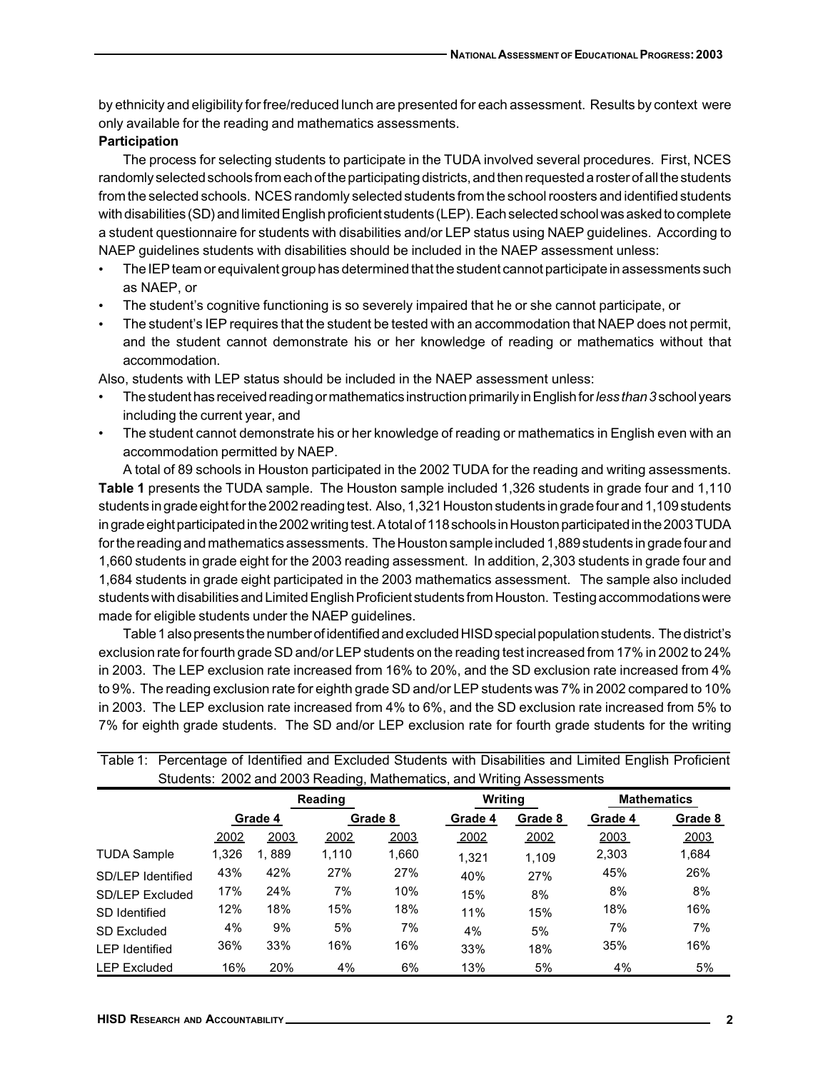by ethnicity and eligibility for free/reduced lunch are presented for each assessment. Results by context were only available for the reading and mathematics assessments.

**Participation**

The process for selecting students to participate in the TUDA involved several procedures. First, NCES randomly selected schools from each of the participating districts, and then requested a roster of all the students from the selected schools. NCES randomly selected students from the school roosters and identified students with disabilities (SD) and limited English proficient students (LEP). Each selected school was asked to complete a student questionnaire for students with disabilities and/or LEP status using NAEP guidelines. According to NAEP guidelines students with disabilities should be included in the NAEP assessment unless:

- The IEP team or equivalent group has determined that the student cannot participate in assessments such as NAEP, or
- The student's cognitive functioning is so severely impaired that he or she cannot participate, or
- The student's IEP requires that the student be tested with an accommodation that NAEP does not permit, and the student cannot demonstrate his or her knowledge of reading or mathematics without that accommodation.

Also, students with LEP status should be included in the NAEP assessment unless:

- The student has received reading or mathematics instruction primarily in English for *less than 3* school years including the current year, and
- The student cannot demonstrate his or her knowledge of reading or mathematics in English even with an accommodation permitted by NAEP.

A total of 89 schools in Houston participated in the 2002 TUDA for the reading and writing assessments. **Table 1** presents the TUDA sample. The Houston sample included 1,326 students in grade four and 1,110 students in grade eight for the 2002 reading test. Also, 1,321 Houston students in grade four and 1,109 students in grade eight participated in the 2002 writing test. A total of 118 schools in Houston participated in the 2003 TUDA for the reading and mathematics assessments. The Houston sample included 1,889 students in grade four and 1,660 students in grade eight for the 2003 reading assessment. In addition, 2,303 students in grade four and 1,684 students in grade eight participated in the 2003 mathematics assessment. The sample also included students with disabilities and Limited English Proficient students from Houston. Testing accommodations were made for eligible students under the NAEP guidelines.

Table 1 also presents the number of identified and excluded HISD special population students. The district's exclusion rate for fourth grade SD and/or LEP students on the reading test increased from 17% in 2002 to 24% in 2003. The LEP exclusion rate increased from 16% to 20%, and the SD exclusion rate increased from 4% to 9%. The reading exclusion rate for eighth grade SD and/or LEP students was 7% in 2002 compared to 10% in 2003. The LEP exclusion rate increased from 4% to 6%, and the SD exclusion rate increased from 5% to 7% for eighth grade students. The SD and/or LEP exclusion rate for fourth grade students for the writing

Table 1: Percentage of Identified and Excluded Students with Disabilities and Limited English Proficient Students: 2002 and 2003 Reading, Mathematics, and Writing Assessments

| | Reading | | | | Writing | | Mathematics | |
|---|---|---|---|---|---|---|---|---|
| | Grade 4 | | Grade 8 | | Grade 4 | Grade 8 | Grade 4 | Grade 8 |
| | 2002 | 2003 | 2002 | 2003 | 2002 | 2002 | 2003 | 2003 |
| TUDA Sample | 1,326 | 1, 889 | 1,110 | 1,660 | 1,321 | 1,109 | 2,303 | 1,684 |
| SD/LEP Identified | 43% | 42% | 27% | 27% | 40% | 27% | 45% | 26% |
| SD/LEP Excluded | 17% | 24% | 7% | 10% | 15% | 8% | 8% | 8% |
| SD Identified | 12% | 18% | 15% | 18% | 11% | 15% | 18% | 16% |
| SD Excluded | 4% | 9% | 5% | 7% | 4% | 5% | 7% | 7% |
| LEP Identified | 36% | 33% | 16% | 16% | 33% | 18% | 35% | 16% |
| LEP Excluded | 16% | 20% | 4% | 6% | 13% | 5% | 4% | 5% |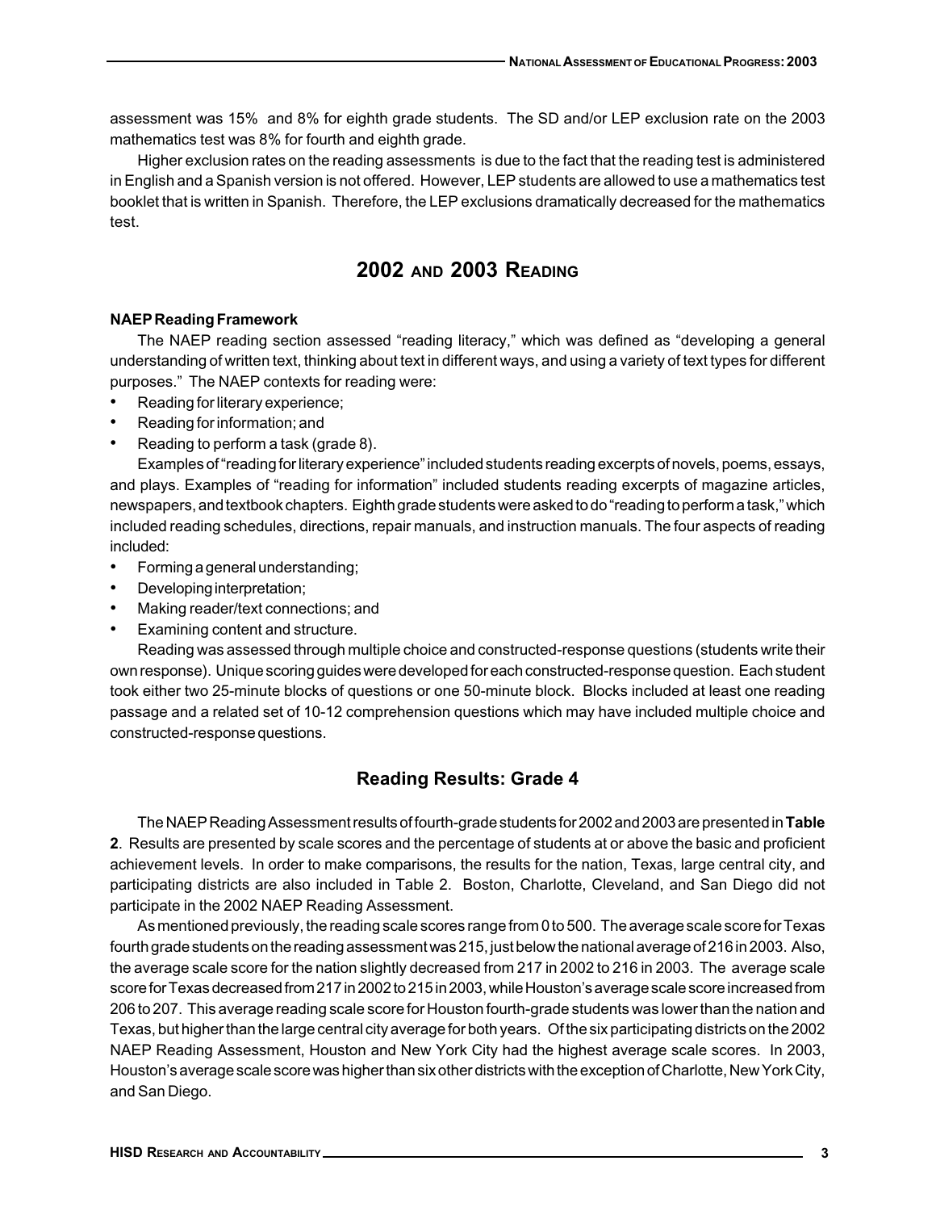assessment was 15% and 8% for eighth grade students. The SD and/or LEP exclusion rate on the 2003 mathematics test was 8% for fourth and eighth grade.

Higher exclusion rates on the reading assessments is due to the fact that the reading test is administered in English and a Spanish version is not offered. However, LEP students are allowed to use a mathematics test booklet that is written in Spanish. Therefore, the LEP exclusions dramatically decreased for the mathematics test.

## 2002 and 2003 Reading

**NAEP Reading Framework**

The NAEP reading section assessed "reading literacy," which was defined as "developing a general understanding of written text, thinking about text in different ways, and using a variety of text types for different purposes." The NAEP contexts for reading were:

- Reading for literary experience;
- Reading for information; and
- Reading to perform a task (grade 8).

Examples of "reading for literary experience" included students reading excerpts of novels, poems, essays, and plays. Examples of "reading for information" included students reading excerpts of magazine articles, newspapers, and textbook chapters. Eighth grade students were asked to do "reading to perform a task," which included reading schedules, directions, repair manuals, and instruction manuals. The four aspects of reading included:

- Forming a general understanding;
- Developing interpretation;
- Making reader/text connections; and
- Examining content and structure.

Reading was assessed through multiple choice and constructed-response questions (students write their own response). Unique scoring guides were developed for each constructed-response question. Each student took either two 25-minute blocks of questions or one 50-minute block. Blocks included at least one reading passage and a related set of 10-12 comprehension questions which may have included multiple choice and constructed-response questions.

### Reading Results: Grade 4

The NAEP Reading Assessment results of fourth-grade students for 2002 and 2003 are presented in **Table 2**. Results are presented by scale scores and the percentage of students at or above the basic and proficient achievement levels. In order to make comparisons, the results for the nation, Texas, large central city, and participating districts are also included in Table 2. Boston, Charlotte, Cleveland, and San Diego did not participate in the 2002 NAEP Reading Assessment.

As mentioned previously, the reading scale scores range from 0 to 500. The average scale score for Texas fourth grade students on the reading assessment was 215, just below the national average of 216 in 2003. Also, the average scale score for the nation slightly decreased from 217 in 2002 to 216 in 2003. The average scale score for Texas decreased from 217 in 2002 to 215 in 2003, while Houston's average scale score increased from 206 to 207. This average reading scale score for Houston fourth-grade students was lower than the nation and Texas, but higher than the large central city average for both years. Of the six participating districts on the 2002 NAEP Reading Assessment, Houston and New York City had the highest average scale scores. In 2003, Houston's average scale score was higher than six other districts with the exception of Charlotte, New York City, and San Diego.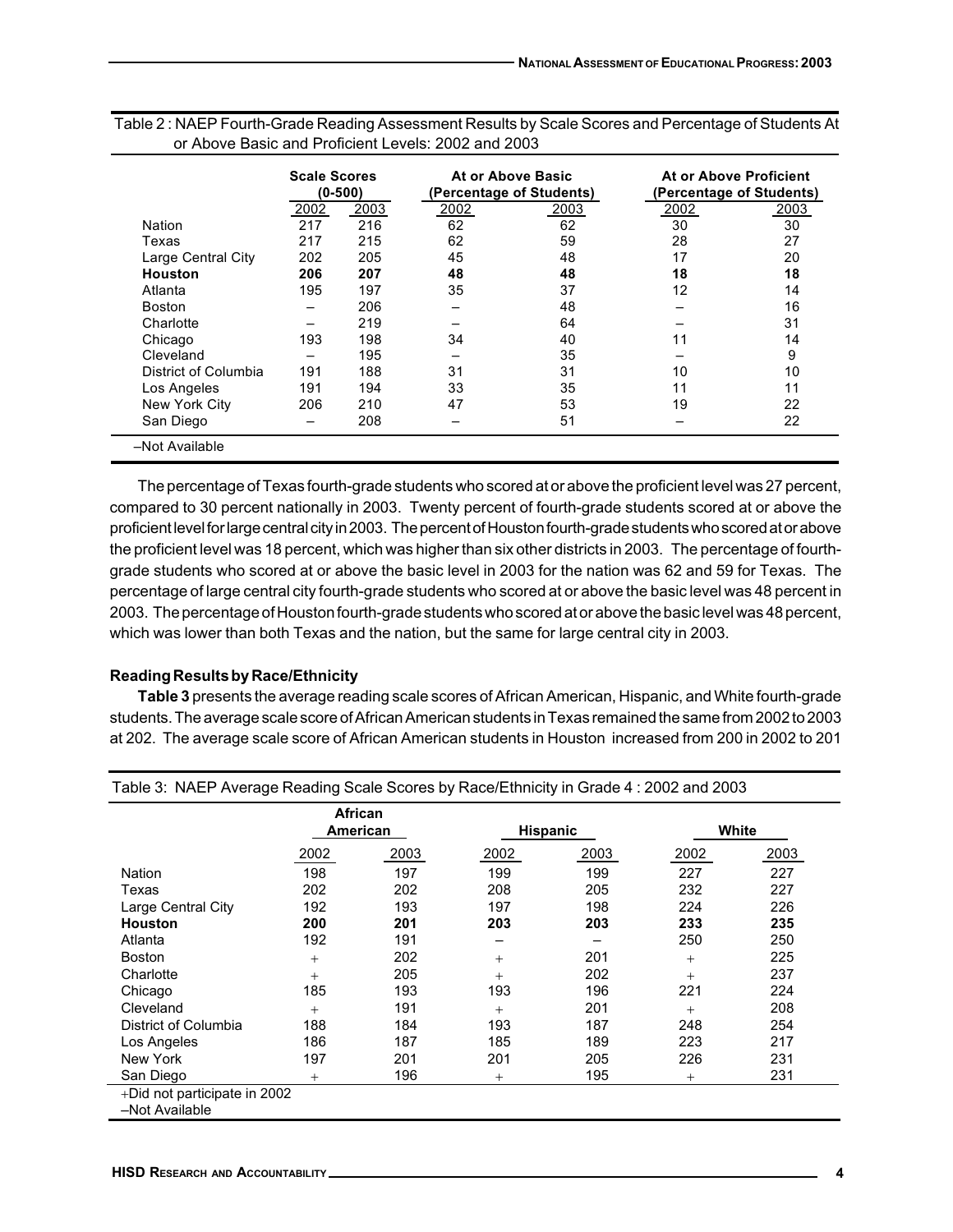Table 2 : NAEP Fourth-Grade Reading Assessment Results by Scale Scores and Percentage of Students At or Above Basic and Proficient Levels: 2002 and 2003

| | Scale Scores (0-500) | | At or Above Basic (Percentage of Students) | | At or Above Proficient (Percentage of Students) | |
|---|---|---|---|---|---|---|
| | 2002 | 2003 | 2002 | 2003 | 2002 | 2003 |
| Nation | 217 | 216 | 62 | 62 | 30 | 30 |
| Texas | 217 | 215 | 62 | 59 | 28 | 27 |
| Large Central City | 202 | 205 | 45 | 48 | 17 | 20 |
| **Houston** | **206** | **207** | **48** | **48** | **18** | **18** |
| Atlanta | 195 | 197 | 35 | 37 | 12 | 14 |
| Boston | – | 206 | – | 48 | – | 16 |
| Charlotte | – | 219 | – | 64 | – | 31 |
| Chicago | 193 | 198 | 34 | 40 | 11 | 14 |
| Cleveland | – | 195 | – | 35 | – | 9 |
| District of Columbia | 191 | 188 | 31 | 31 | 10 | 10 |
| Los Angeles | 191 | 194 | 33 | 35 | 11 | 11 |
| New York City | 206 | 210 | 47 | 53 | 19 | 22 |
| San Diego | – | 208 | – | 51 | – | 22 |

–Not Available

The percentage of Texas fourth-grade students who scored at or above the proficient level was 27 percent, compared to 30 percent nationally in 2003. Twenty percent of fourth-grade students scored at or above the proficient level for large central city in 2003. The percent of Houston fourth-grade students who scored at or above the proficient level was 18 percent, which was higher than six other districts in 2003. The percentage of fourth-grade students who scored at or above the basic level in 2003 for the nation was 62 and 59 for Texas. The percentage of large central city fourth-grade students who scored at or above the basic level was 48 percent in 2003. The percentage of Houston fourth-grade students who scored at or above the basic level was 48 percent, which was lower than both Texas and the nation, but the same for large central city in 2003.

**Reading Results by Race/Ethnicity**

**Table 3** presents the average reading scale scores of African American, Hispanic, and White fourth-grade students. The average scale score of African American students in Texas remained the same from 2002 to 2003 at 202. The average scale score of African American students in Houston increased from 200 in 2002 to 201

Table 3: NAEP Average Reading Scale Scores by Race/Ethnicity in Grade 4 : 2002 and 2003

| | African American | | Hispanic | | White | |
|---|---|---|---|---|---|---|
| | 2002 | 2003 | 2002 | 2003 | 2002 | 2003 |
| Nation | 198 | 197 | 199 | 199 | 227 | 227 |
| Texas | 202 | 202 | 208 | 205 | 232 | 227 |
| Large Central City | 192 | 193 | 197 | 198 | 224 | 226 |
| **Houston** | **200** | **201** | **203** | **203** | **233** | **235** |
| Atlanta | 192 | 191 | – | – | 250 | 250 |
| Boston | + | 202 | + | 201 | + | 225 |
| Charlotte | + | 205 | + | 202 | + | 237 |
| Chicago | 185 | 193 | 193 | 196 | 221 | 224 |
| Cleveland | + | 191 | + | 201 | + | 208 |
| District of Columbia | 188 | 184 | 193 | 187 | 248 | 254 |
| Los Angeles | 186 | 187 | 185 | 189 | 223 | 217 |
| New York | 197 | 201 | 201 | 205 | 226 | 231 |
| San Diego | + | 196 | + | 195 | + | 231 |

+Did not participate in 2002
–Not Available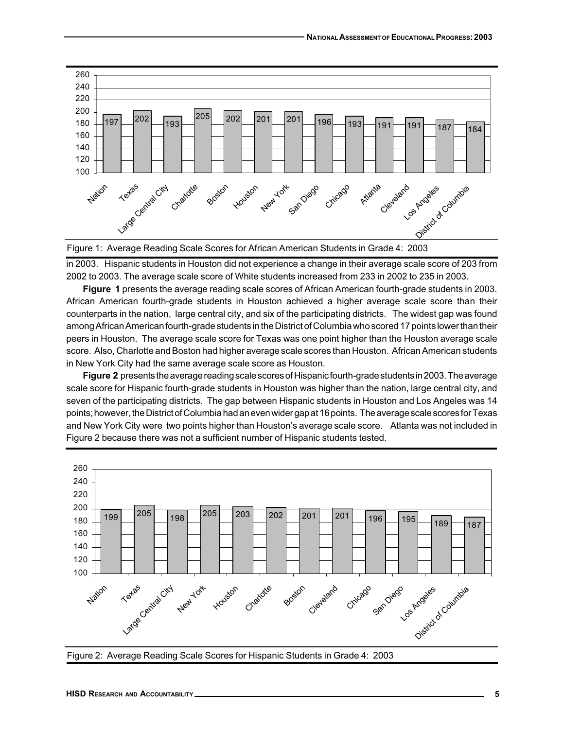| Nation | Texas | Large Central City | Charlotte | Boston | Houston | New York | San Diego | Chicago | Atlanta | Cleveland | Los Angeles | District of Columbia |
|---|---|---|---|---|---|---|---|---|---|---|---|---|
| 197 | 202 | 193 | 205 | 202 | 201 | 201 | 196 | 193 | 191 | 191 | 187 | 184 |

Figure 1: Average Reading Scale Scores for African American Students in Grade 4: 2003

in 2003. Hispanic students in Houston did not experience a change in their average scale score of 203 from 2002 to 2003. The average scale score of White students increased from 233 in 2002 to 235 in 2003.

**Figure 1** presents the average reading scale scores of African American fourth-grade students in 2003. African American fourth-grade students in Houston achieved a higher average scale score than their counterparts in the nation, large central city, and six of the participating districts. The widest gap was found among African American fourth-grade students in the District of Columbia who scored 17 points lower than their peers in Houston. The average scale score for Texas was one point higher than the Houston average scale score. Also, Charlotte and Boston had higher average scale scores than Houston. African American students in New York City had the same average scale score as Houston.

**Figure 2** presents the average reading scale scores of Hispanic fourth-grade students in 2003. The average scale score for Hispanic fourth-grade students in Houston was higher than the nation, large central city, and seven of the participating districts. The gap between Hispanic students in Houston and Los Angeles was 14 points; however, the District of Columbia had an even wider gap at 16 points. The average scale scores for Texas and New York City were two points higher than Houston's average scale score. Atlanta was not included in Figure 2 because there was not a sufficient number of Hispanic students tested.

| Nation | Texas | Large Central City | New York | Houston | Charlotte | Boston | Cleveland | Chicago | San Diego | Los Angeles | District of Columbia |
|---|---|---|---|---|---|---|---|---|---|---|---|
| 199 | 205 | 198 | 205 | 203 | 202 | 201 | 201 | 196 | 195 | 189 | 187 |

Figure 2: Average Reading Scale Scores for Hispanic Students in Grade 4: 2003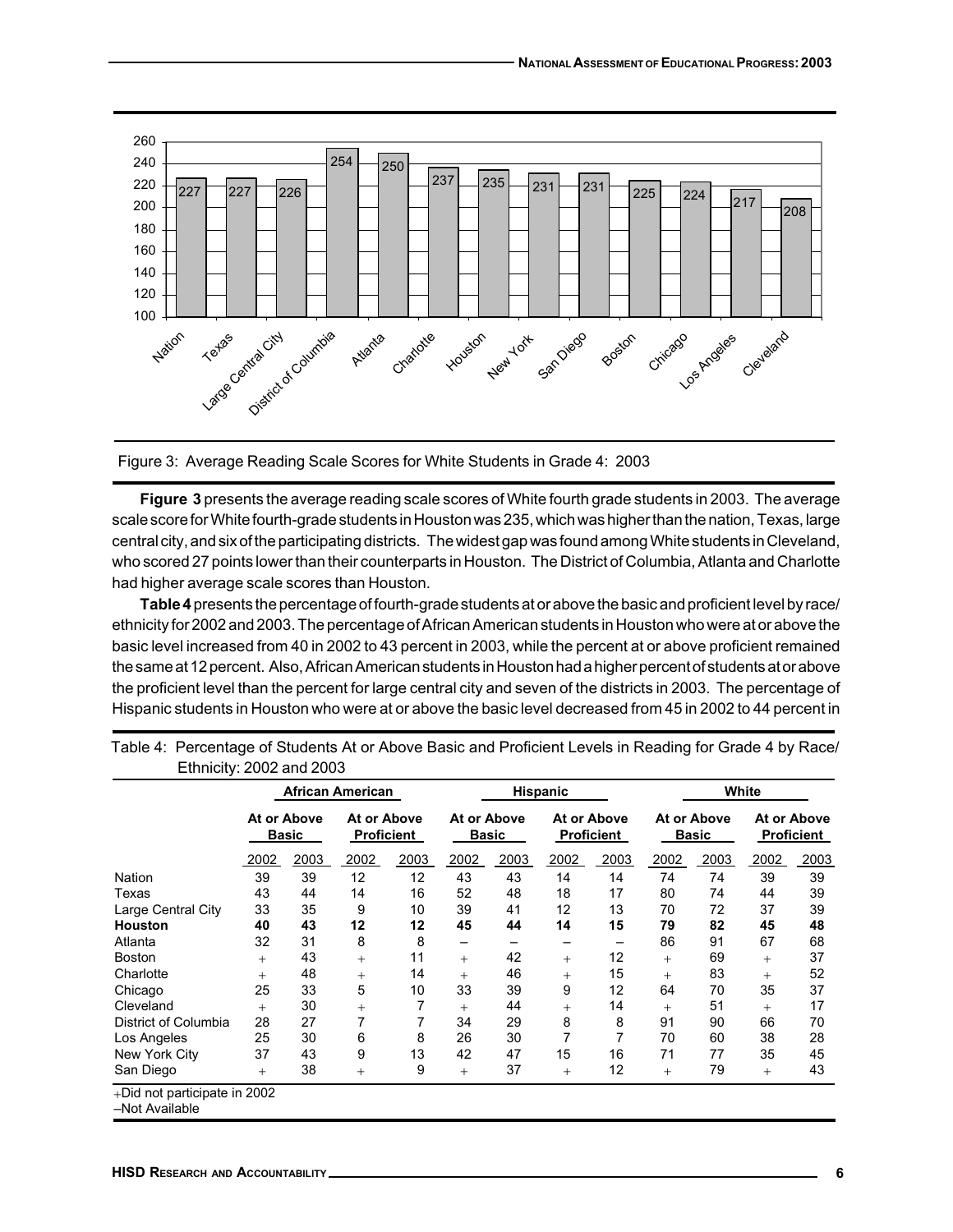Figure 3: Average Reading Scale Scores for White Students in Grade 4: 2003

| Nation | Texas | Large Central City | District of Columbia | Atlanta | Charlotte | Houston | New York | San Diego | Boston | Chicago | Los Angeles | Cleveland |
|---|---|---|---|---|---|---|---|---|---|---|---|---|
| 227 | 227 | 226 | 254 | 250 | 237 | 235 | 231 | 231 | 225 | 224 | 217 | 208 |

**Figure 3** presents the average reading scale scores of White fourth grade students in 2003. The average scale score for White fourth-grade students in Houston was 235, which was higher than the nation, Texas, large central city, and six of the participating districts. The widest gap was found among White students in Cleveland, who scored 27 points lower than their counterparts in Houston. The District of Columbia, Atlanta and Charlotte had higher average scale scores than Houston.

**Table 4** presents the percentage of fourth-grade students at or above the basic and proficient level by race/ethnicity for 2002 and 2003. The percentage of African American students in Houston who were at or above the basic level increased from 40 in 2002 to 43 percent in 2003, while the percent at or above proficient remained the same at 12 percent. Also, African American students in Houston had a higher percent of students at or above the proficient level than the percent for large central city and seven of the districts in 2003. The percentage of Hispanic students in Houston who were at or above the basic level decreased from 45 in 2002 to 44 percent in

Table 4: Percentage of Students At or Above Basic and Proficient Levels in Reading for Grade 4 by Race/Ethnicity: 2002 and 2003

| | African American | | | | Hispanic | | | | White | | | |
|---|---|---|---|---|---|---|---|---|---|---|---|---|
| | At or Above Basic | | At or Above Proficient | | At or Above Basic | | At or Above Proficient | | At or Above Basic | | At or Above Proficient | |
| | 2002 | 2003 | 2002 | 2003 | 2002 | 2003 | 2002 | 2003 | 2002 | 2003 | 2002 | 2003 |
| Nation | 39 | 39 | 12 | 12 | 43 | 43 | 14 | 14 | 74 | 74 | 39 | 39 |
| Texas | 43 | 44 | 14 | 16 | 52 | 48 | 18 | 17 | 80 | 74 | 44 | 39 |
| Large Central City | 33 | 35 | 9 | 10 | 39 | 41 | 12 | 13 | 70 | 72 | 37 | 39 |
| **Houston** | **40** | **43** | **12** | **12** | **45** | **44** | **14** | **15** | **79** | **82** | **45** | **48** |
| Atlanta | 32 | 31 | 8 | 8 | – | – | – | – | 86 | 91 | 67 | 68 |
| Boston | + | 43 | + | 11 | + | 42 | + | 12 | + | 69 | + | 37 |
| Charlotte | + | 48 | + | 14 | + | 46 | + | 15 | + | 83 | + | 52 |
| Chicago | 25 | 33 | 5 | 10 | 33 | 39 | 9 | 12 | 64 | 70 | 35 | 37 |
| Cleveland | + | 30 | + | 7 | + | 44 | + | 14 | + | 51 | + | 17 |
| District of Columbia | 28 | 27 | 7 | 7 | 34 | 29 | 8 | 8 | 91 | 90 | 66 | 70 |
| Los Angeles | 25 | 30 | 6 | 8 | 26 | 30 | 7 | 7 | 70 | 60 | 38 | 28 |
| New York City | 37 | 43 | 9 | 13 | 42 | 47 | 15 | 16 | 71 | 77 | 35 | 45 |
| San Diego | + | 38 | + | 9 | + | 37 | + | 12 | + | 79 | + | 43 |

+Did not participate in 2002
–Not Available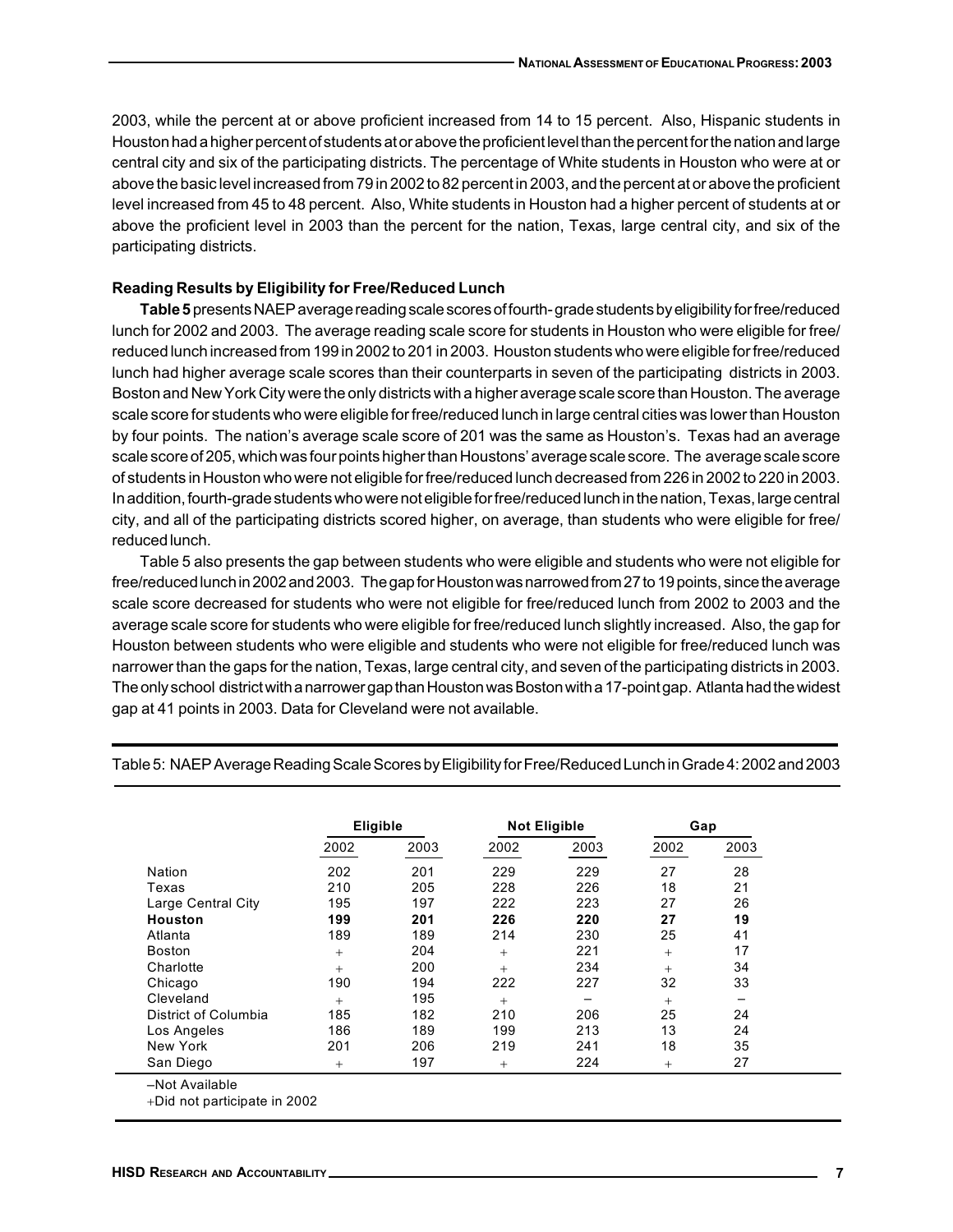2003, while the percent at or above proficient increased from 14 to 15 percent. Also, Hispanic students in Houston had a higher percent of students at or above the proficient level than the percent for the nation and large central city and six of the participating districts. The percentage of White students in Houston who were at or above the basic level increased from 79 in 2002 to 82 percent in 2003, and the percent at or above the proficient level increased from 45 to 48 percent. Also, White students in Houston had a higher percent of students at or above the proficient level in 2003 than the percent for the nation, Texas, large central city, and six of the participating districts.

### Reading Results by Eligibility for Free/Reduced Lunch

**Table 5** presents NAEP average reading scale scores of fourth- grade students by eligibility for free/reduced lunch for 2002 and 2003. The average reading scale score for students in Houston who were eligible for free/ reduced lunch increased from 199 in 2002 to 201 in 2003. Houston students who were eligible for free/reduced lunch had higher average scale scores than their counterparts in seven of the participating districts in 2003. Boston and New York City were the only districts with a higher average scale score than Houston. The average scale score for students who were eligible for free/reduced lunch in large central cities was lower than Houston by four points. The nation's average scale score of 201 was the same as Houston's. Texas had an average scale score of 205, which was four points higher than Houstons' average scale score. The average scale score of students in Houston who were not eligible for free/reduced lunch decreased from 226 in 2002 to 220 in 2003. In addition, fourth-grade students who were not eligible for free/reduced lunch in the nation, Texas, large central city, and all of the participating districts scored higher, on average, than students who were eligible for free/ reduced lunch.

Table 5 also presents the gap between students who were eligible and students who were not eligible for free/reduced lunch in 2002 and 2003. The gap for Houston was narrowed from 27 to 19 points, since the average scale score decreased for students who were not eligible for free/reduced lunch from 2002 to 2003 and the average scale score for students who were eligible for free/reduced lunch slightly increased. Also, the gap for Houston between students who were eligible and students who were not eligible for free/reduced lunch was narrower than the gaps for the nation, Texas, large central city, and seven of the participating districts in 2003. The only school district with a narrower gap than Houston was Boston with a 17-point gap. Atlanta had the widest gap at 41 points in 2003. Data for Cleveland were not available.

Table 5: NAEP Average Reading Scale Scores by Eligibility for Free/Reduced Lunch in Grade 4: 2002 and 2003

| | Eligible | | Not Eligible | | Gap | |
|---|---|---|---|---|---|---|
| | 2002 | 2003 | 2002 | 2003 | 2002 | 2003 |
| Nation | 202 | 201 | 229 | 229 | 27 | 28 |
| Texas | 210 | 205 | 228 | 226 | 18 | 21 |
| Large Central City | 195 | 197 | 222 | 223 | 27 | 26 |
| **Houston** | **199** | **201** | **226** | **220** | **27** | **19** |
| Atlanta | 189 | 189 | 214 | 230 | 25 | 41 |
| Boston | + | 204 | + | 221 | + | 17 |
| Charlotte | + | 200 | + | 234 | + | 34 |
| Chicago | 190 | 194 | 222 | 227 | 32 | 33 |
| Cleveland | + | 195 | + | – | + | – |
| District of Columbia | 185 | 182 | 210 | 206 | 25 | 24 |
| Los Angeles | 186 | 189 | 199 | 213 | 13 | 24 |
| New York | 201 | 206 | 219 | 241 | 18 | 35 |
| San Diego | + | 197 | + | 224 | + | 27 |

–Not Available

+Did not participate in 2002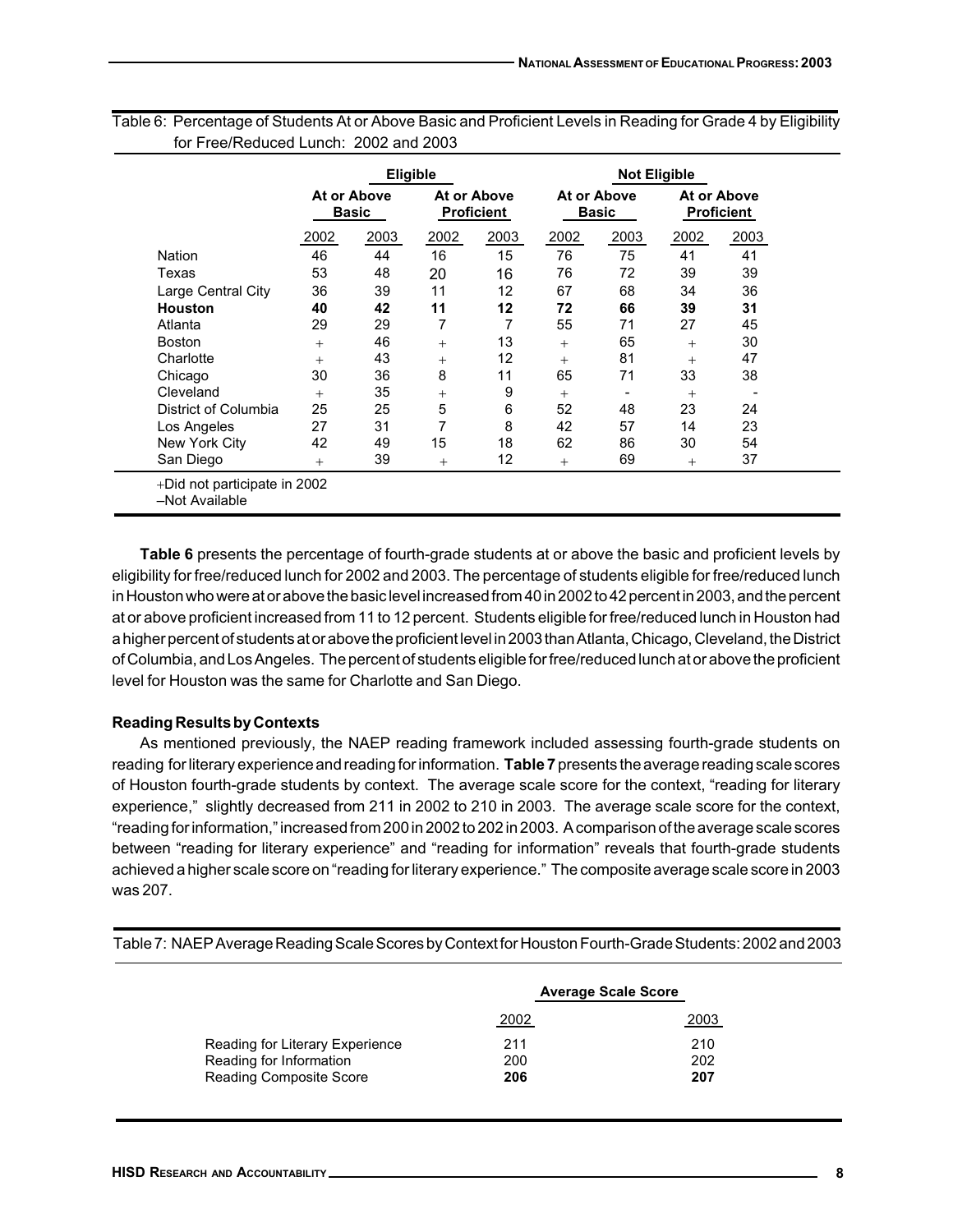Table 6: Percentage of Students At or Above Basic and Proficient Levels in Reading for Grade 4 by Eligibility for Free/Reduced Lunch: 2002 and 2003

| | Eligible | | | | Not Eligible | | | |
|---|---|---|---|---|---|---|---|---|
| | At or Above Basic | | At or Above Proficient | | At or Above Basic | | At or Above Proficient | |
| | 2002 | 2003 | 2002 | 2003 | 2002 | 2003 | 2002 | 2003 |
| Nation | 46 | 44 | 16 | 15 | 76 | 75 | 41 | 41 |
| Texas | 53 | 48 | 20 | 16 | 76 | 72 | 39 | 39 |
| Large Central City | 36 | 39 | 11 | 12 | 67 | 68 | 34 | 36 |
| **Houston** | **40** | **42** | **11** | **12** | **72** | **66** | **39** | **31** |
| Atlanta | 29 | 29 | 7 | 7 | 55 | 71 | 27 | 45 |
| Boston | + | 46 | + | 13 | + | 65 | + | 30 |
| Charlotte | + | 43 | + | 12 | + | 81 | + | 47 |
| Chicago | 30 | 36 | 8 | 11 | 65 | 71 | 33 | 38 |
| Cleveland | + | 35 | + | 9 | + | - | + | - |
| District of Columbia | 25 | 25 | 5 | 6 | 52 | 48 | 23 | 24 |
| Los Angeles | 27 | 31 | 7 | 8 | 42 | 57 | 14 | 23 |
| New York City | 42 | 49 | 15 | 18 | 62 | 86 | 30 | 54 |
| San Diego | + | 39 | + | 12 | + | 69 | + | 37 |

+Did not participate in 2002
–Not Available

**Table 6** presents the percentage of fourth-grade students at or above the basic and proficient levels by eligibility for free/reduced lunch for 2002 and 2003. The percentage of students eligible for free/reduced lunch in Houston who were at or above the basic level increased from 40 in 2002 to 42 percent in 2003, and the percent at or above proficient increased from 11 to 12 percent. Students eligible for free/reduced lunch in Houston had a higher percent of students at or above the proficient level in 2003 than Atlanta, Chicago, Cleveland, the District of Columbia, and Los Angeles. The percent of students eligible for free/reduced lunch at or above the proficient level for Houston was the same for Charlotte and San Diego.

**Reading Results by Contexts**

As mentioned previously, the NAEP reading framework included assessing fourth-grade students on reading for literary experience and reading for information. **Table 7** presents the average reading scale scores of Houston fourth-grade students by context. The average scale score for the context, "reading for literary experience," slightly decreased from 211 in 2002 to 210 in 2003. The average scale score for the context, "reading for information," increased from 200 in 2002 to 202 in 2003. A comparison of the average scale scores between "reading for literary experience" and "reading for information" reveals that fourth-grade students achieved a higher scale score on "reading for literary experience." The composite average scale score in 2003 was 207.

Table 7: NAEP Average Reading Scale Scores by Context for Houston Fourth-Grade Students: 2002 and 2003

| | Average Scale Score | |
|---|---|---|
| | 2002 | 2003 |
| Reading for Literary Experience | 211 | 210 |
| Reading for Information | 200 | 202 |
| Reading Composite Score | **206** | **207** |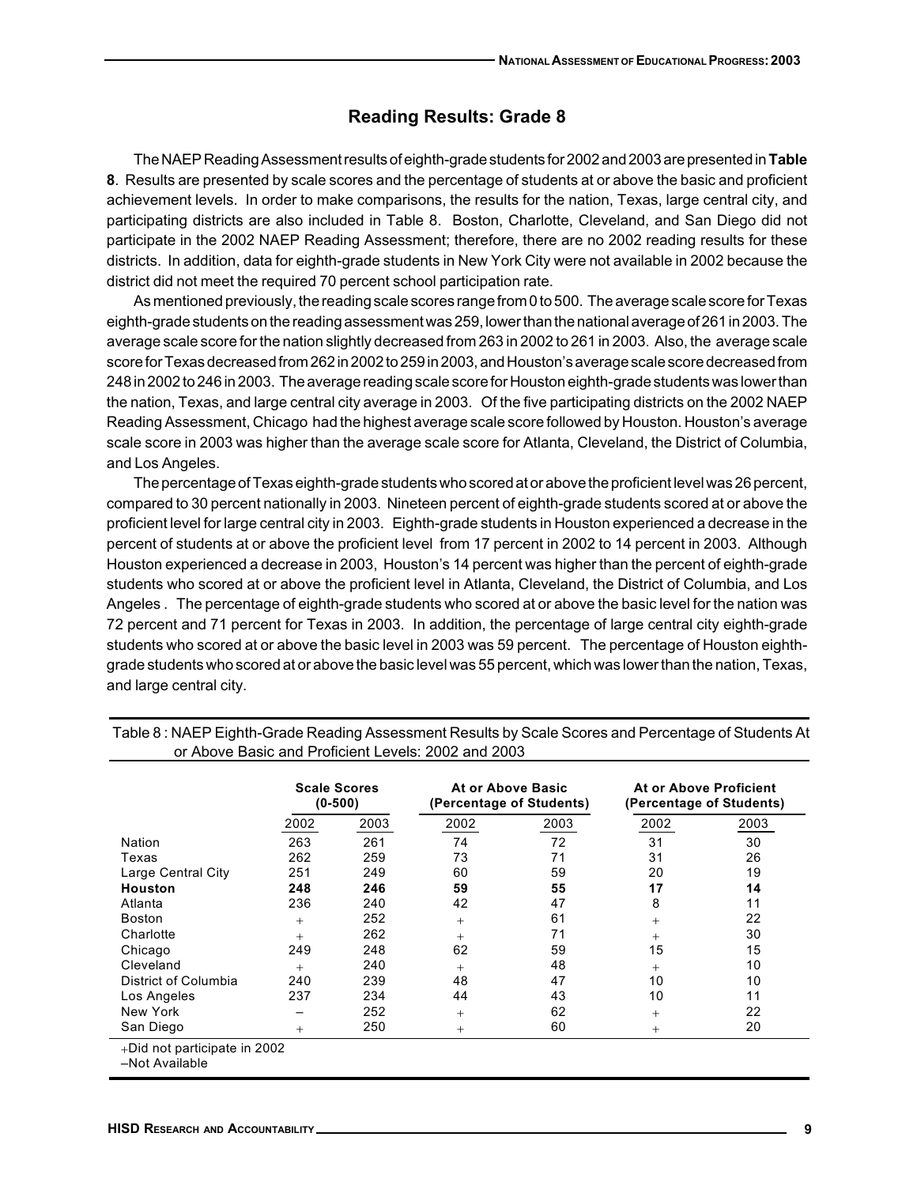## Reading Results: Grade 8

The NAEP Reading Assessment results of eighth-grade students for 2002 and 2003 are presented in **Table 8**. Results are presented by scale scores and the percentage of students at or above the basic and proficient achievement levels. In order to make comparisons, the results for the nation, Texas, large central city, and participating districts are also included in Table 8. Boston, Charlotte, Cleveland, and San Diego did not participate in the 2002 NAEP Reading Assessment; therefore, there are no 2002 reading results for these districts. In addition, data for eighth-grade students in New York City were not available in 2002 because the district did not meet the required 70 percent school participation rate.

As mentioned previously, the reading scale scores range from 0 to 500. The average scale score for Texas eighth-grade students on the reading assessment was 259, lower than the national average of 261 in 2003. The average scale score for the nation slightly decreased from 263 in 2002 to 261 in 2003. Also, the average scale score for Texas decreased from 262 in 2002 to 259 in 2003, and Houston's average scale score decreased from 248 in 2002 to 246 in 2003. The average reading scale score for Houston eighth-grade students was lower than the nation, Texas, and large central city average in 2003. Of the five participating districts on the 2002 NAEP Reading Assessment, Chicago had the highest average scale score followed by Houston. Houston's average scale score in 2003 was higher than the average scale score for Atlanta, Cleveland, the District of Columbia, and Los Angeles.

The percentage of Texas eighth-grade students who scored at or above the proficient level was 26 percent, compared to 30 percent nationally in 2003. Nineteen percent of eighth-grade students scored at or above the proficient level for large central city in 2003. Eighth-grade students in Houston experienced a decrease in the percent of students at or above the proficient level from 17 percent in 2002 to 14 percent in 2003. Although Houston experienced a decrease in 2003, Houston's 14 percent was higher than the percent of eighth-grade students who scored at or above the proficient level in Atlanta, Cleveland, the District of Columbia, and Los Angeles . The percentage of eighth-grade students who scored at or above the basic level for the nation was 72 percent and 71 percent for Texas in 2003. In addition, the percentage of large central city eighth-grade students who scored at or above the basic level in 2003 was 59 percent. The percentage of Houston eighth-grade students who scored at or above the basic level was 55 percent, which was lower than the nation, Texas, and large central city.

Table 8 : NAEP Eighth-Grade Reading Assessment Results by Scale Scores and Percentage of Students At or Above Basic and Proficient Levels: 2002 and 2003

| | Scale Scores (0-500) | | At or Above Basic (Percentage of Students) | | At or Above Proficient (Percentage of Students) | |
|---|---|---|---|---|---|---|
| | 2002 | 2003 | 2002 | 2003 | 2002 | 2003 |
| Nation | 263 | 261 | 74 | 72 | 31 | 30 |
| Texas | 262 | 259 | 73 | 71 | 31 | 26 |
| Large Central City | 251 | 249 | 60 | 59 | 20 | 19 |
| **Houston** | **248** | **246** | **59** | **55** | **17** | **14** |
| Atlanta | 236 | 240 | 42 | 47 | 8 | 11 |
| Boston | + | 252 | + | 61 | + | 22 |
| Charlotte | + | 262 | + | 71 | + | 30 |
| Chicago | 249 | 248 | 62 | 59 | 15 | 15 |
| Cleveland | + | 240 | + | 48 | + | 10 |
| District of Columbia | 240 | 239 | 48 | 47 | 10 | 10 |
| Los Angeles | 237 | 234 | 44 | 43 | 10 | 11 |
| New York | – | 252 | + | 62 | + | 22 |
| San Diego | + | 250 | + | 60 | + | 20 |

+Did not participate in 2002
–Not Available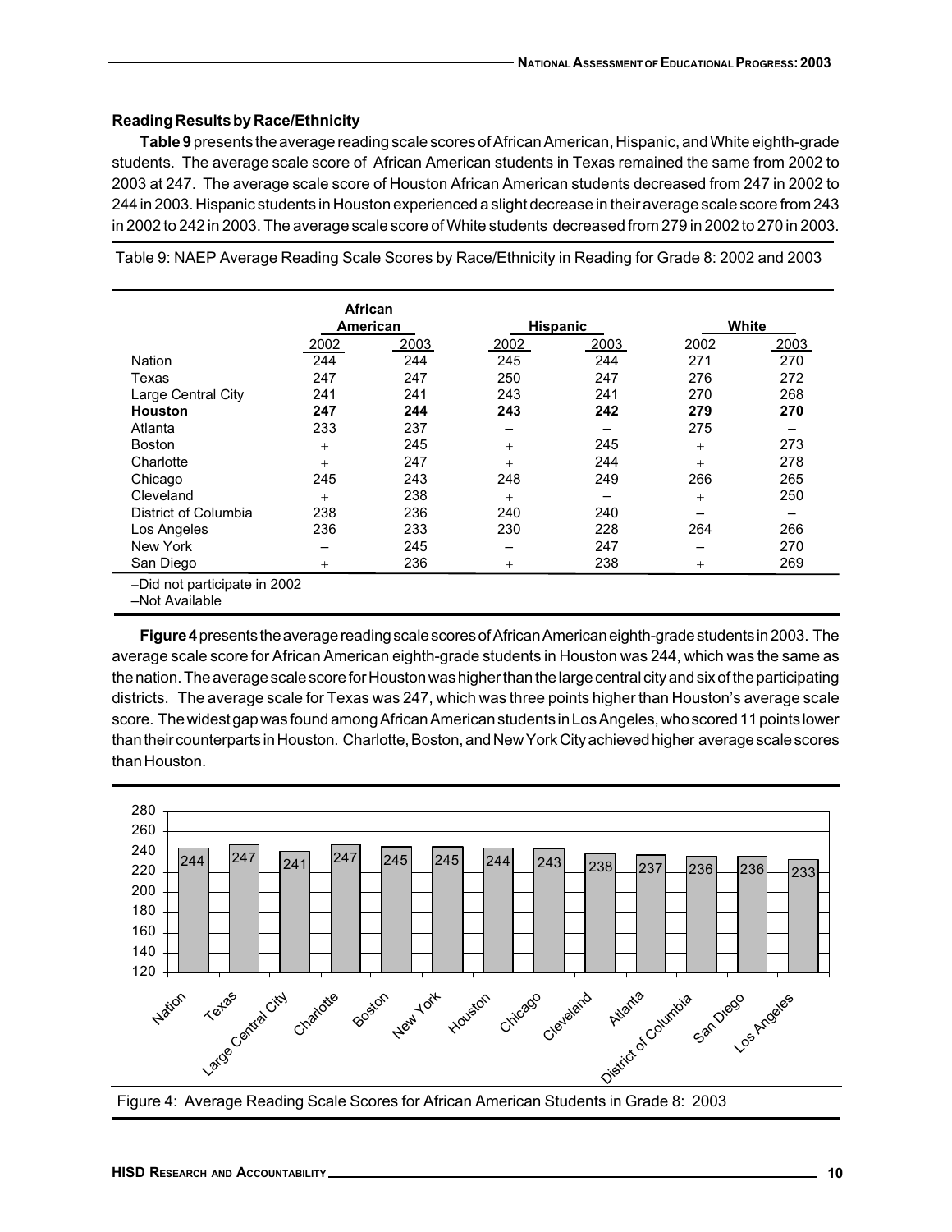### Reading Results by Race/Ethnicity

**Table 9** presents the average reading scale scores of African American, Hispanic, and White eighth-grade students. The average scale score of African American students in Texas remained the same from 2002 to 2003 at 247. The average scale score of Houston African American students decreased from 247 in 2002 to 244 in 2003. Hispanic students in Houston experienced a slight decrease in their average scale score from 243 in 2002 to 242 in 2003. The average scale score of White students decreased from 279 in 2002 to 270 in 2003.

Table 9: NAEP Average Reading Scale Scores by Race/Ethnicity in Reading for Grade 8: 2002 and 2003

| | African American | | Hispanic | | White | |
|---|---|---|---|---|---|---|
| | 2002 | 2003 | 2002 | 2003 | 2002 | 2003 |
| Nation | 244 | 244 | 245 | 244 | 271 | 270 |
| Texas | 247 | 247 | 250 | 247 | 276 | 272 |
| Large Central City | 241 | 241 | 243 | 241 | 270 | 268 |
| **Houston** | **247** | **244** | **243** | **242** | **279** | **270** |
| Atlanta | 233 | 237 | – | – | 275 | – |
| Boston | + | 245 | + | 245 | + | 273 |
| Charlotte | + | 247 | + | 244 | + | 278 |
| Chicago | 245 | 243 | 248 | 249 | 266 | 265 |
| Cleveland | + | 238 | + | – | + | 250 |
| District of Columbia | 238 | 236 | 240 | 240 | – | – |
| Los Angeles | 236 | 233 | 230 | 228 | 264 | 266 |
| New York | – | 245 | – | 247 | – | 270 |
| San Diego | + | 236 | + | 238 | + | 269 |

+Did not participate in 2002
–Not Available

**Figure 4** presents the average reading scale scores of African American eighth-grade students in 2003. The average scale score for African American eighth-grade students in Houston was 244, which was the same as the nation. The average scale score for Houston was higher than the large central city and six of the participating districts. The average scale for Texas was 247, which was three points higher than Houston's average scale score. The widest gap was found among African American students in Los Angeles, who scored 11 points lower than their counterparts in Houston. Charlotte, Boston, and New York City achieved higher average scale scores than Houston.

| | Nation | Texas | Large Central City | Charlotte | Boston | New York | Houston | Chicago | Cleveland | Atlanta | District of Columbia | San Diego | Los Angeles |
|---|---|---|---|---|---|---|---|---|---|---|---|---|---|
| Average scale score | 244 | 247 | 241 | 247 | 245 | 245 | 244 | 243 | 238 | 237 | 236 | 236 | 233 |

Figure 4: Average Reading Scale Scores for African American Students in Grade 8: 2003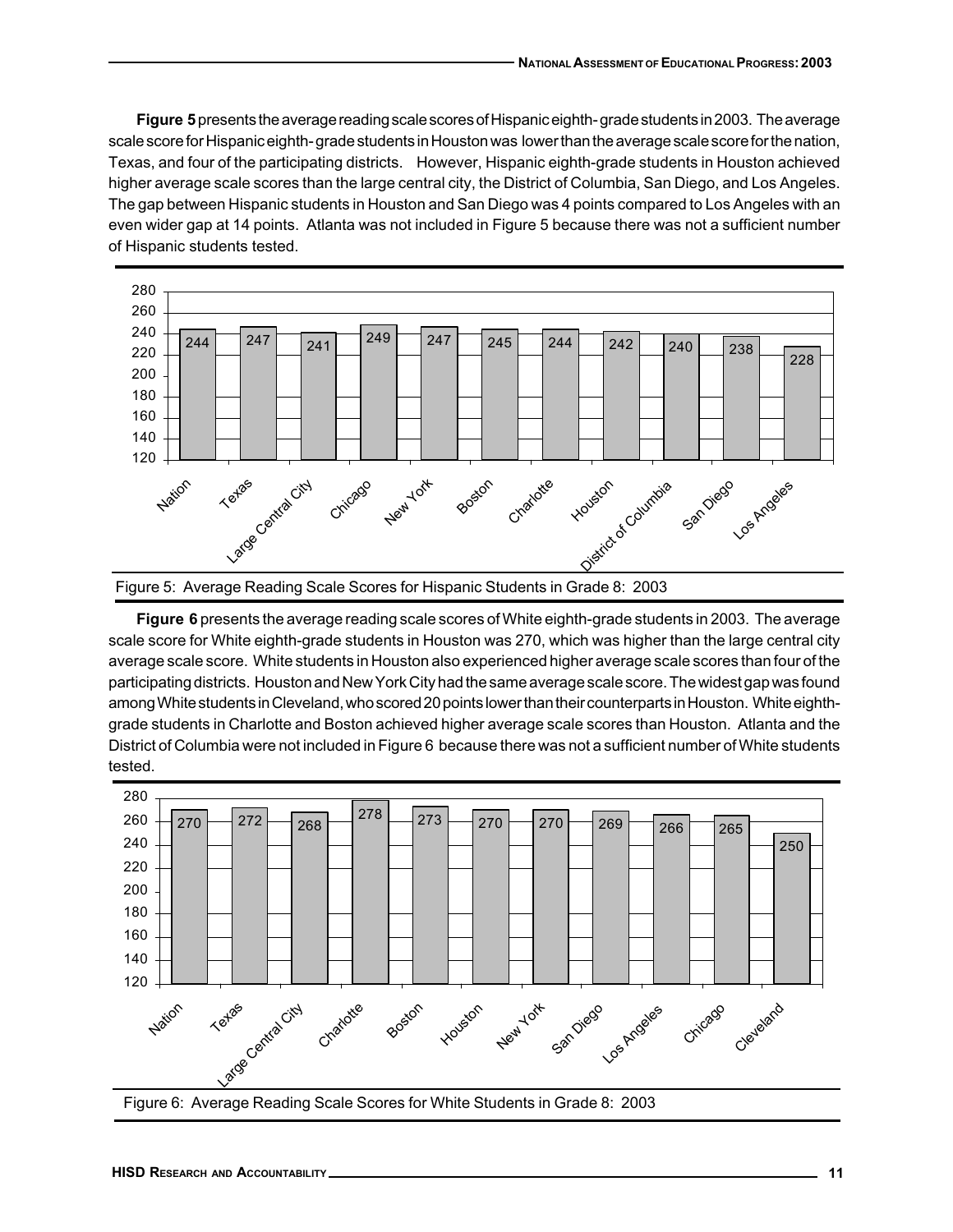**Figure 5** presents the average reading scale scores of Hispanic eighth-grade students in 2003. The average scale score for Hispanic eighth-grade students in Houston was lower than the average scale score for the nation, Texas, and four of the participating districts. However, Hispanic eighth-grade students in Houston achieved higher average scale scores than the large central city, the District of Columbia, San Diego, and Los Angeles. The gap between Hispanic students in Houston and San Diego was 4 points compared to Los Angeles with an even wider gap at 14 points. Atlanta was not included in Figure 5 because there was not a sufficient number of Hispanic students tested.

| Nation | Texas | Large Central City | Chicago | New York | Boston | Charlotte | Houston | District of Columbia | San Diego | Los Angeles |
|---|---|---|---|---|---|---|---|---|---|---|
| 244 | 247 | 241 | 249 | 247 | 245 | 244 | 242 | 240 | 238 | 228 |

Figure 5: Average Reading Scale Scores for Hispanic Students in Grade 8: 2003

**Figure 6** presents the average reading scale scores of White eighth-grade students in 2003. The average scale score for White eighth-grade students in Houston was 270, which was higher than the large central city average scale score. White students in Houston also experienced higher average scale scores than four of the participating districts. Houston and New York City had the same average scale score. The widest gap was found among White students in Cleveland, who scored 20 points lower than their counterparts in Houston. White eighth-grade students in Charlotte and Boston achieved higher average scale scores than Houston. Atlanta and the District of Columbia were not included in Figure 6 because there was not a sufficient number of White students tested.

| Nation | Texas | Large Central City | Charlotte | Boston | Houston | New York | San Diego | Los Angeles | Chicago | Cleveland |
|---|---|---|---|---|---|---|---|---|---|---|
| 270 | 272 | 268 | 278 | 273 | 270 | 270 | 269 | 266 | 265 | 250 |

Figure 6: Average Reading Scale Scores for White Students in Grade 8: 2003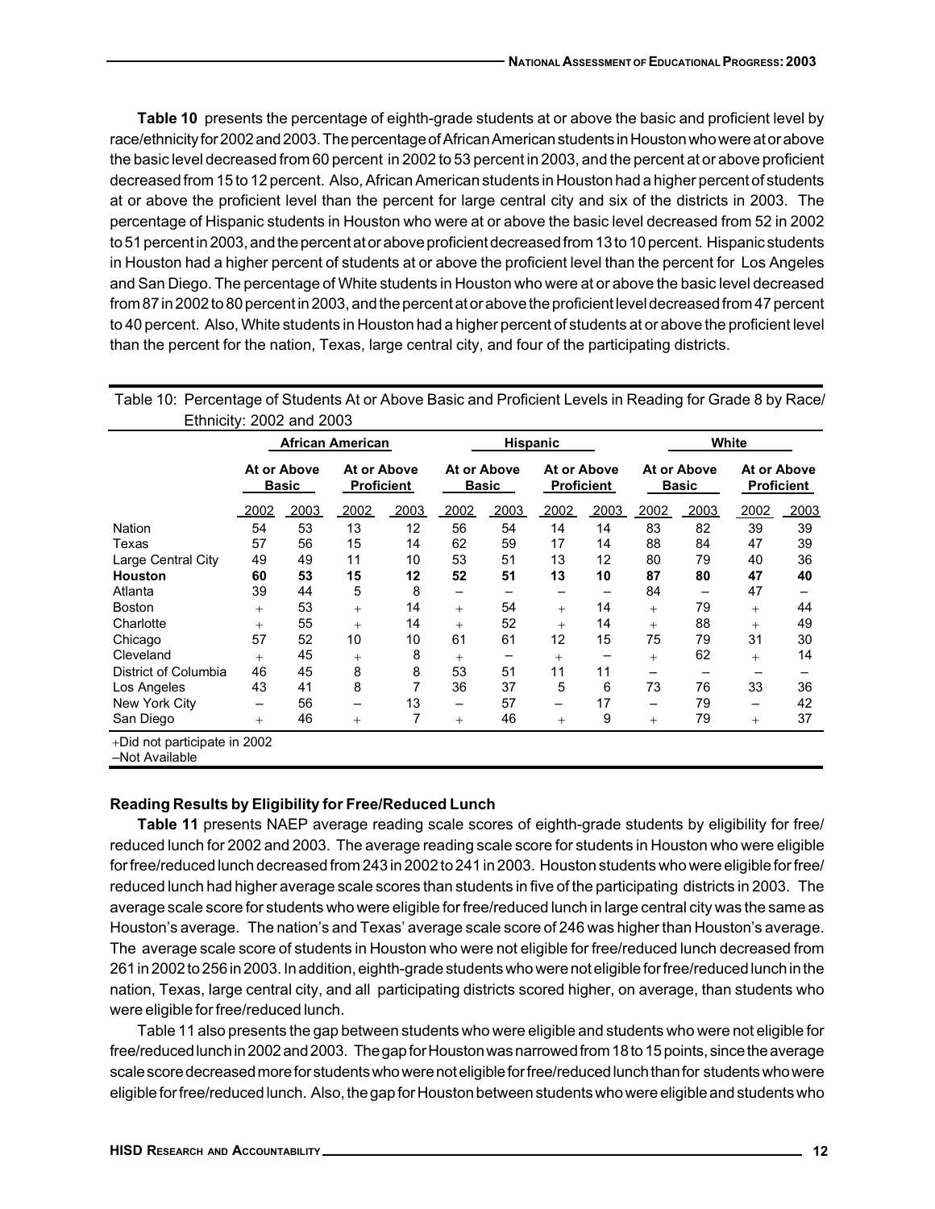**Table 10** presents the percentage of eighth-grade students at or above the basic and proficient level by race/ethnicity for 2002 and 2003. The percentage of African American students in Houston who were at or above the basic level decreased from 60 percent in 2002 to 53 percent in 2003, and the percent at or above proficient decreased from 15 to 12 percent. Also, African American students in Houston had a higher percent of students at or above the proficient level than the percent for large central city and six of the districts in 2003. The percentage of Hispanic students in Houston who were at or above the basic level decreased from 52 in 2002 to 51 percent in 2003, and the percent at or above proficient decreased from 13 to 10 percent. Hispanic students in Houston had a higher percent of students at or above the proficient level than the percent for Los Angeles and San Diego. The percentage of White students in Houston who were at or above the basic level decreased from 87 in 2002 to 80 percent in 2003, and the percent at or above the proficient level decreased from 47 percent to 40 percent. Also, White students in Houston had a higher percent of students at or above the proficient level than the percent for the nation, Texas, large central city, and four of the participating districts.

Table 10: Percentage of Students At or Above Basic and Proficient Levels in Reading for Grade 8 by Race/Ethnicity: 2002 and 2003

| | African American | | | | Hispanic | | | | White | | | |
|---|---|---|---|---|---|---|---|---|---|---|---|---|
| | At or Above Basic | | At or Above Proficient | | At or Above Basic | | At or Above Proficient | | At or Above Basic | | At or Above Proficient | |
| | 2002 | 2003 | 2002 | 2003 | 2002 | 2003 | 2002 | 2003 | 2002 | 2003 | 2002 | 2003 |
| Nation | 54 | 53 | 13 | 12 | 56 | 54 | 14 | 14 | 83 | 82 | 39 | 39 |
| Texas | 57 | 56 | 15 | 14 | 62 | 59 | 17 | 14 | 88 | 84 | 47 | 39 |
| Large Central City | 49 | 49 | 11 | 10 | 53 | 51 | 13 | 12 | 80 | 79 | 40 | 36 |
| **Houston** | **60** | **53** | **15** | **12** | **52** | **51** | **13** | **10** | **87** | **80** | **47** | **40** |
| Atlanta | 39 | 44 | 5 | 8 | – | – | – | – | 84 | – | 47 | – |
| Boston | + | 53 | + | 14 | + | 54 | + | 14 | + | 79 | + | 44 |
| Charlotte | + | 55 | + | 14 | + | 52 | + | 14 | + | 88 | + | 49 |
| Chicago | 57 | 52 | 10 | 10 | 61 | 61 | 12 | 15 | 75 | 79 | 31 | 30 |
| Cleveland | + | 45 | + | 8 | + | – | + | – | + | 62 | + | 14 |
| District of Columbia | 46 | 45 | 8 | 8 | 53 | 51 | 11 | 11 | – | – | – | – |
| Los Angeles | 43 | 41 | 8 | 7 | 36 | 37 | 5 | 6 | 73 | 76 | 33 | 36 |
| New York City | – | 56 | – | 13 | – | 57 | – | 17 | – | 79 | – | 42 |
| San Diego | + | 46 | + | 7 | + | 46 | + | 9 | + | 79 | + | 37 |

+Did not participate in 2002
–Not Available

### Reading Results by Eligibility for Free/Reduced Lunch

**Table 11** presents NAEP average reading scale scores of eighth-grade students by eligibility for free/reduced lunch for 2002 and 2003. The average reading scale score for students in Houston who were eligible for free/reduced lunch decreased from 243 in 2002 to 241 in 2003. Houston students who were eligible for free/reduced lunch had higher average scale scores than students in five of the participating districts in 2003. The average scale score for students who were eligible for free/reduced lunch in large central city was the same as Houston's average. The nation's and Texas' average scale score of 246 was higher than Houston's average. The average scale score of students in Houston who were not eligible for free/reduced lunch decreased from 261 in 2002 to 256 in 2003. In addition, eighth-grade students who were not eligible for free/reduced lunch in the nation, Texas, large central city, and all participating districts scored higher, on average, than students who were eligible for free/reduced lunch.

Table 11 also presents the gap between students who were eligible and students who were not eligible for free/reduced lunch in 2002 and 2003. The gap for Houston was narrowed from 18 to 15 points, since the average scale score decreased more for students who were not eligible for free/reduced lunch than for students who were eligible for free/reduced lunch. Also, the gap for Houston between students who were eligible and students who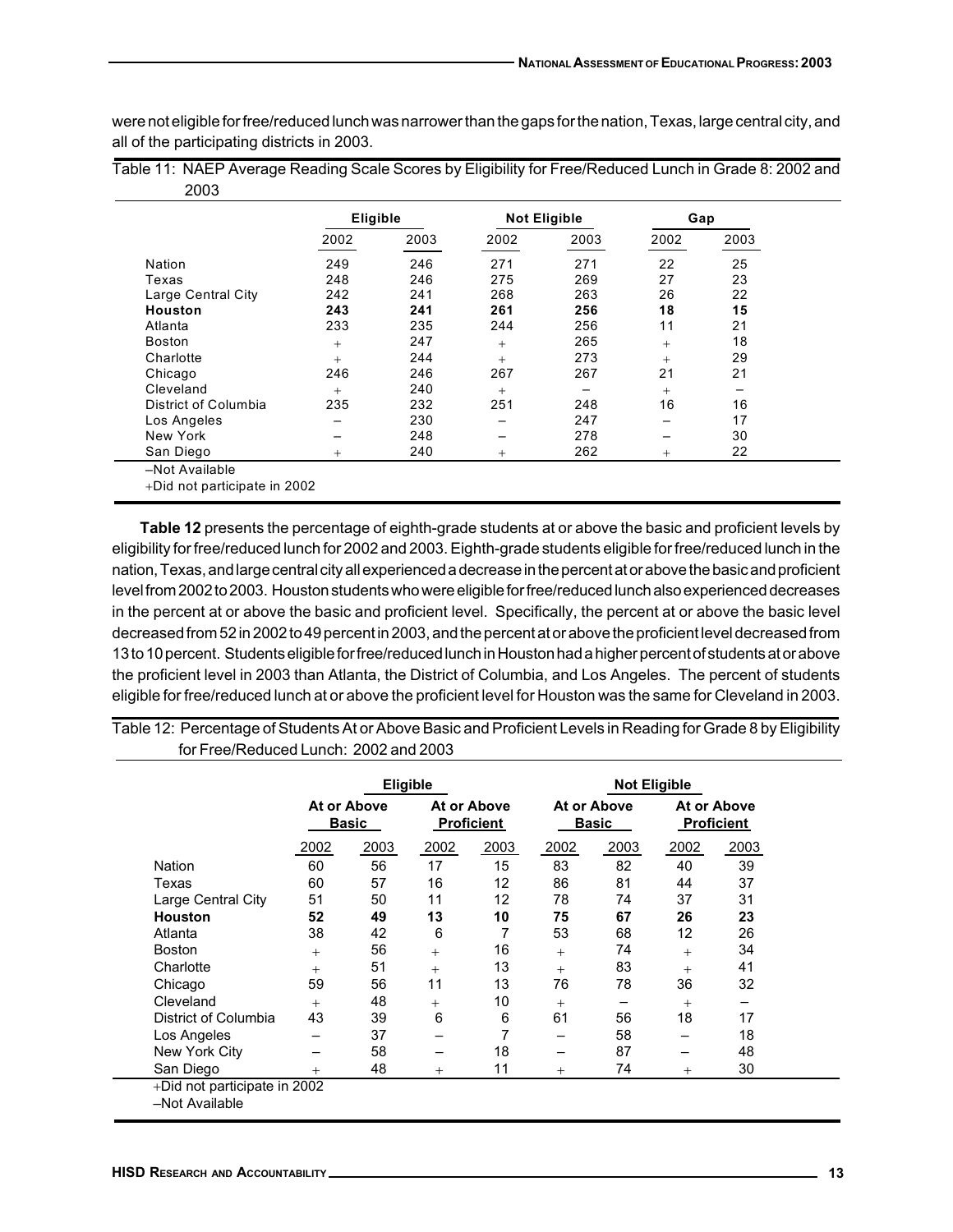were not eligible for free/reduced lunch was narrower than the gaps for the nation, Texas, large central city, and all of the participating districts in 2003.

Table 11: NAEP Average Reading Scale Scores by Eligibility for Free/Reduced Lunch in Grade 8: 2002 and 2003

| | Eligible | | Not Eligible | | Gap | |
|---|---|---|---|---|---|---|
| | 2002 | 2003 | 2002 | 2003 | 2002 | 2003 |
| Nation | 249 | 246 | 271 | 271 | 22 | 25 |
| Texas | 248 | 246 | 275 | 269 | 27 | 23 |
| Large Central City | 242 | 241 | 268 | 263 | 26 | 22 |
| **Houston** | **243** | **241** | **261** | **256** | **18** | **15** |
| Atlanta | 233 | 235 | 244 | 256 | 11 | 21 |
| Boston | + | 247 | + | 265 | + | 18 |
| Charlotte | + | 244 | + | 273 | + | 29 |
| Chicago | 246 | 246 | 267 | 267 | 21 | 21 |
| Cleveland | + | 240 | + | – | + | – |
| District of Columbia | 235 | 232 | 251 | 248 | 16 | 16 |
| Los Angeles | – | 230 | – | 247 | – | 17 |
| New York | – | 248 | – | 278 | – | 30 |
| San Diego | + | 240 | + | 262 | + | 22 |

–Not Available
+Did not participate in 2002

**Table 12** presents the percentage of eighth-grade students at or above the basic and proficient levels by eligibility for free/reduced lunch for 2002 and 2003. Eighth-grade students eligible for free/reduced lunch in the nation, Texas, and large central city all experienced a decrease in the percent at or above the basic and proficient level from 2002 to 2003. Houston students who were eligible for free/reduced lunch also experienced decreases in the percent at or above the basic and proficient level. Specifically, the percent at or above the basic level decreased from 52 in 2002 to 49 percent in 2003, and the percent at or above the proficient level decreased from 13 to 10 percent. Students eligible for free/reduced lunch in Houston had a higher percent of students at or above the proficient level in 2003 than Atlanta, the District of Columbia, and Los Angeles. The percent of students eligible for free/reduced lunch at or above the proficient level for Houston was the same for Cleveland in 2003.

Table 12: Percentage of Students At or Above Basic and Proficient Levels in Reading for Grade 8 by Eligibility for Free/Reduced Lunch: 2002 and 2003

| | Eligible | | | | Not Eligible | | | |
|---|---|---|---|---|---|---|---|---|
| | At or Above Basic | | At or Above Proficient | | At or Above Basic | | At or Above Proficient | |
| | 2002 | 2003 | 2002 | 2003 | 2002 | 2003 | 2002 | 2003 |
| Nation | 60 | 56 | 17 | 15 | 83 | 82 | 40 | 39 |
| Texas | 60 | 57 | 16 | 12 | 86 | 81 | 44 | 37 |
| Large Central City | 51 | 50 | 11 | 12 | 78 | 74 | 37 | 31 |
| **Houston** | **52** | **49** | **13** | **10** | **75** | **67** | **26** | **23** |
| Atlanta | 38 | 42 | 6 | 7 | 53 | 68 | 12 | 26 |
| Boston | + | 56 | + | 16 | + | 74 | + | 34 |
| Charlotte | + | 51 | + | 13 | + | 83 | + | 41 |
| Chicago | 59 | 56 | 11 | 13 | 76 | 78 | 36 | 32 |
| Cleveland | + | 48 | + | 10 | + | – | + | – |
| District of Columbia | 43 | 39 | 6 | 6 | 61 | 56 | 18 | 17 |
| Los Angeles | – | 37 | – | 7 | – | 58 | – | 18 |
| New York City | – | 58 | – | 18 | – | 87 | – | 48 |
| San Diego | + | 48 | + | 11 | + | 74 | + | 30 |

+Did not participate in 2002
–Not Available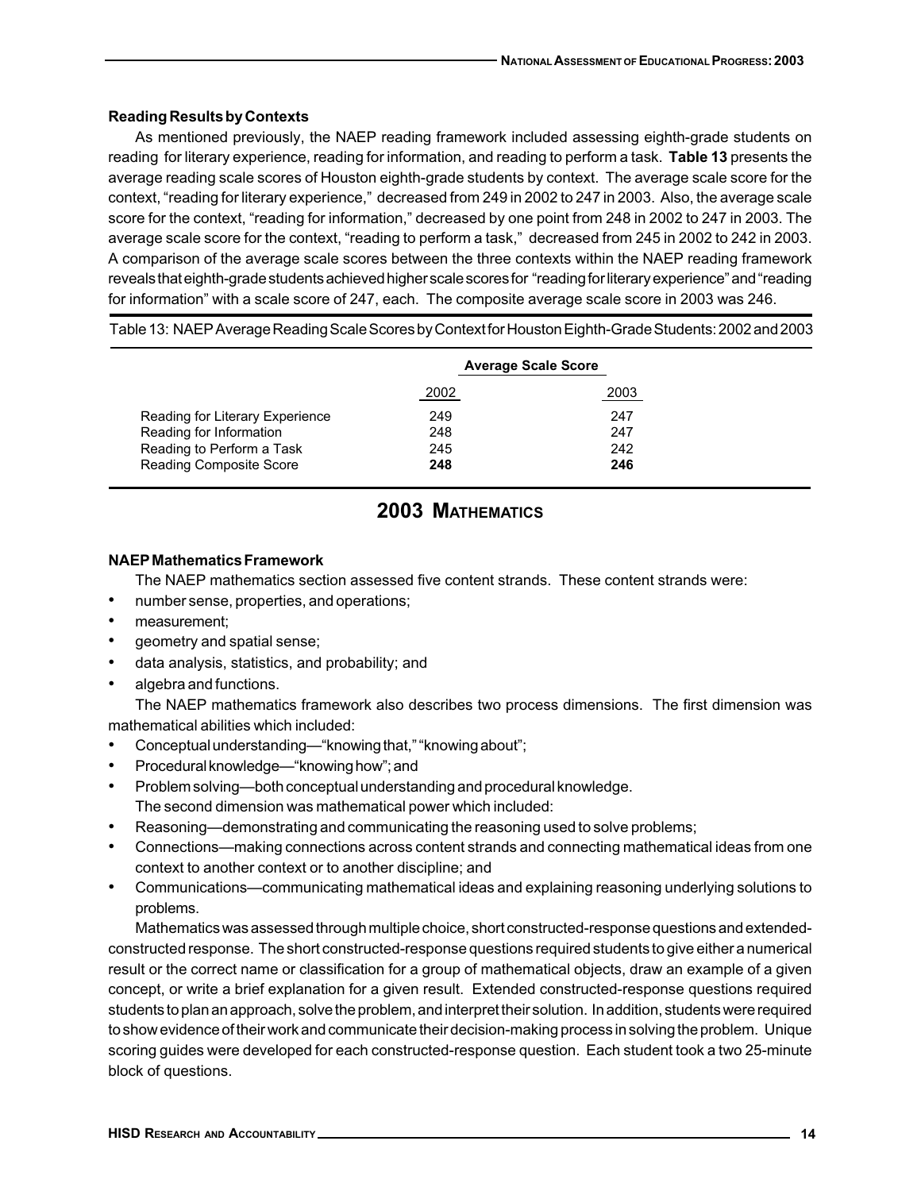### Reading Results by Contexts

As mentioned previously, the NAEP reading framework included assessing eighth-grade students on reading for literary experience, reading for information, and reading to perform a task. **Table 13** presents the average reading scale scores of Houston eighth-grade students by context. The average scale score for the context, "reading for literary experience," decreased from 249 in 2002 to 247 in 2003. Also, the average scale score for the context, "reading for information," decreased by one point from 248 in 2002 to 247 in 2003. The average scale score for the context, "reading to perform a task," decreased from 245 in 2002 to 242 in 2003. A comparison of the average scale scores between the three contexts within the NAEP reading framework reveals that eighth-grade students achieved higher scale scores for "reading for literary experience" and "reading for information" with a scale score of 247, each. The composite average scale score in 2003 was 246.

Table 13: NAEP Average Reading Scale Scores by Context for Houston Eighth-Grade Students: 2002 and 2003

| | Average Scale Score | |
|---|---|---|
| | 2002 | 2003 |
| Reading for Literary Experience | 249 | 247 |
| Reading for Information | 248 | 247 |
| Reading to Perform a Task | 245 | 242 |
| Reading Composite Score | **248** | **246** |

## 2003 Mathematics

### NAEP Mathematics Framework

The NAEP mathematics section assessed five content strands. These content strands were:

- number sense, properties, and operations;
- measurement;
- geometry and spatial sense;
- data analysis, statistics, and probability; and
- algebra and functions.

The NAEP mathematics framework also describes two process dimensions. The first dimension was mathematical abilities which included:

- Conceptual understanding—"knowing that," "knowing about";
- Procedural knowledge—"knowing how"; and
- Problem solving—both conceptual understanding and procedural knowledge.

The second dimension was mathematical power which included:

- Reasoning—demonstrating and communicating the reasoning used to solve problems;
- Connections—making connections across content strands and connecting mathematical ideas from one context to another context or to another discipline; and
- Communications—communicating mathematical ideas and explaining reasoning underlying solutions to problems.

Mathematics was assessed through multiple choice, short constructed-response questions and extended-constructed response. The short constructed-response questions required students to give either a numerical result or the correct name or classification for a group of mathematical objects, draw an example of a given concept, or write a brief explanation for a given result. Extended constructed-response questions required students to plan an approach, solve the problem, and interpret their solution. In addition, students were required to show evidence of their work and communicate their decision-making process in solving the problem. Unique scoring guides were developed for each constructed-response question. Each student took a two 25-minute block of questions.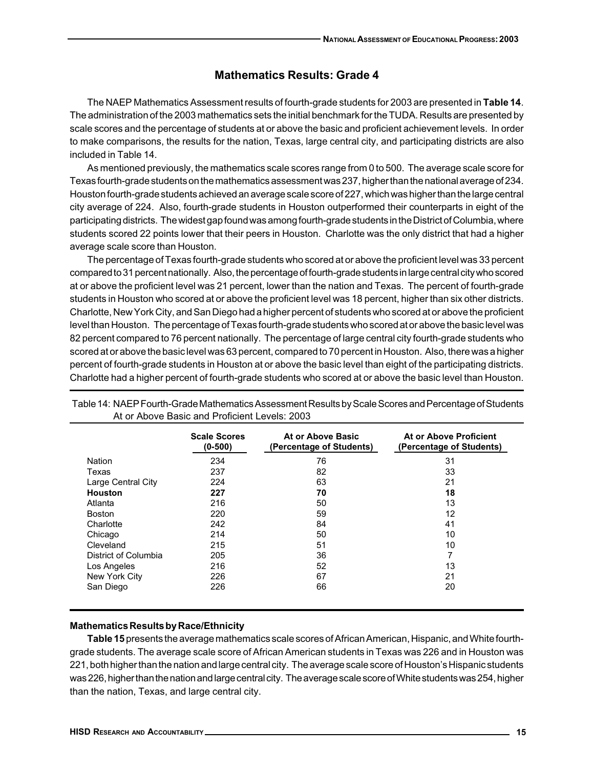## Mathematics Results: Grade 4

The NAEP Mathematics Assessment results of fourth-grade students for 2003 are presented in **Table 14**. The administration of the 2003 mathematics sets the initial benchmark for the TUDA. Results are presented by scale scores and the percentage of students at or above the basic and proficient achievement levels. In order to make comparisons, the results for the nation, Texas, large central city, and participating districts are also included in Table 14.

As mentioned previously, the mathematics scale scores range from 0 to 500. The average scale score for Texas fourth-grade students on the mathematics assessment was 237, higher than the national average of 234. Houston fourth-grade students achieved an average scale score of 227, which was higher than the large central city average of 224. Also, fourth-grade students in Houston outperformed their counterparts in eight of the participating districts. The widest gap found was among fourth-grade students in the District of Columbia, where students scored 22 points lower that their peers in Houston. Charlotte was the only district that had a higher average scale score than Houston.

The percentage of Texas fourth-grade students who scored at or above the proficient level was 33 percent compared to 31 percent nationally. Also, the percentage of fourth-grade students in large central city who scored at or above the proficient level was 21 percent, lower than the nation and Texas. The percent of fourth-grade students in Houston who scored at or above the proficient level was 18 percent, higher than six other districts. Charlotte, New York City, and San Diego had a higher percent of students who scored at or above the proficient level than Houston. The percentage of Texas fourth-grade students who scored at or above the basic level was 82 percent compared to 76 percent nationally. The percentage of large central city fourth-grade students who scored at or above the basic level was 63 percent, compared to 70 percent in Houston. Also, there was a higher percent of fourth-grade students in Houston at or above the basic level than eight of the participating districts. Charlotte had a higher percent of fourth-grade students who scored at or above the basic level than Houston.

Table 14: NAEP Fourth-Grade Mathematics Assessment Results by Scale Scores and Percentage of Students At or Above Basic and Proficient Levels: 2003

| | Scale Scores (0-500) | At or Above Basic (Percentage of Students) | At or Above Proficient (Percentage of Students) |
|---|---|---|---|
| Nation | 234 | 76 | 31 |
| Texas | 237 | 82 | 33 |
| Large Central City | 224 | 63 | 21 |
| **Houston** | **227** | **70** | **18** |
| Atlanta | 216 | 50 | 13 |
| Boston | 220 | 59 | 12 |
| Charlotte | 242 | 84 | 41 |
| Chicago | 214 | 50 | 10 |
| Cleveland | 215 | 51 | 10 |
| District of Columbia | 205 | 36 | 7 |
| Los Angeles | 216 | 52 | 13 |
| New York City | 226 | 67 | 21 |
| San Diego | 226 | 66 | 20 |

### Mathematics Results by Race/Ethnicity

**Table 15** presents the average mathematics scale scores of African American, Hispanic, and White fourth-grade students. The average scale score of African American students in Texas was 226 and in Houston was 221, both higher than the nation and large central city. The average scale score of Houston's Hispanic students was 226, higher than the nation and large central city. The average scale score of White students was 254, higher than the nation, Texas, and large central city.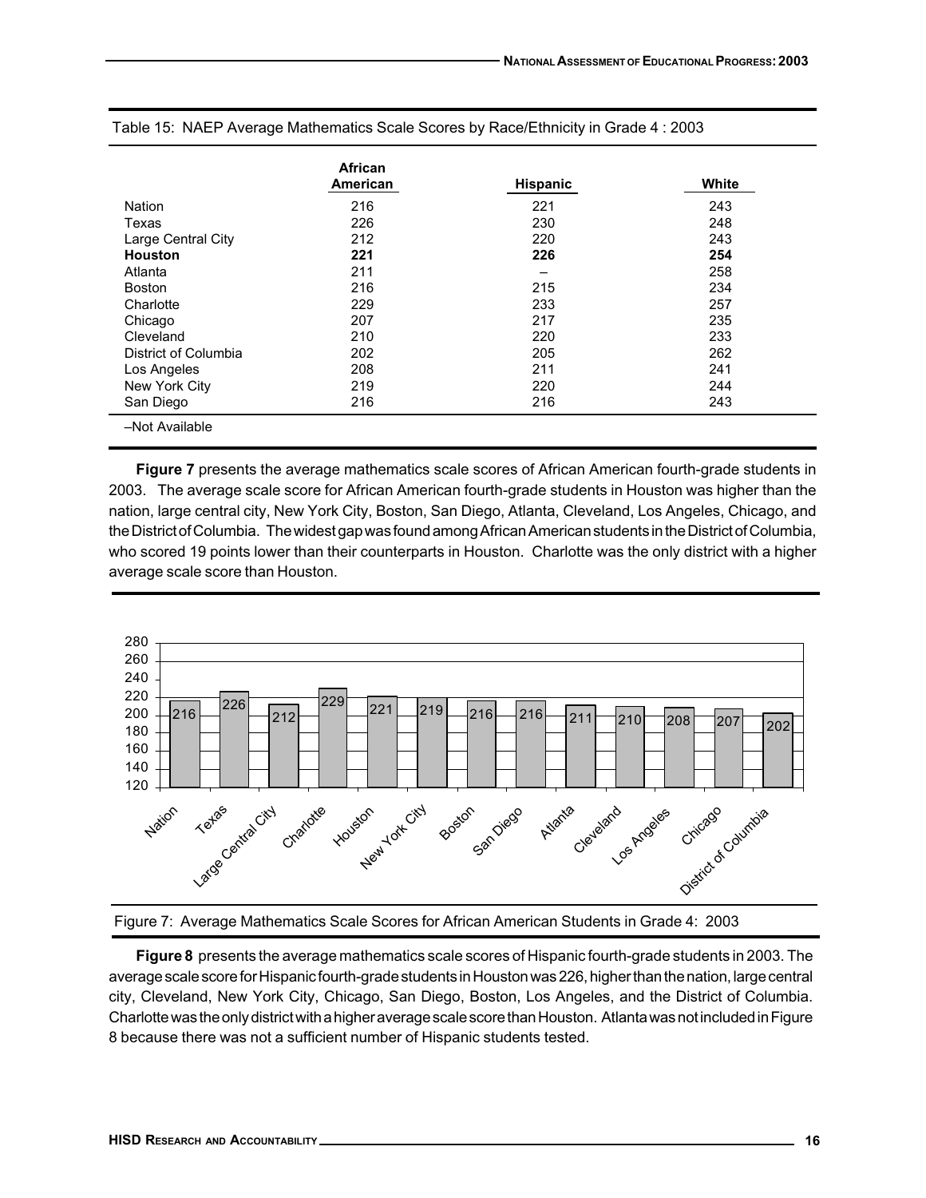Table 15: NAEP Average Mathematics Scale Scores by Race/Ethnicity in Grade 4 : 2003

| | African American | Hispanic | White |
|---|---|---|---|
| Nation | 216 | 221 | 243 |
| Texas | 226 | 230 | 248 |
| Large Central City | 212 | 220 | 243 |
| **Houston** | **221** | **226** | **254** |
| Atlanta | 211 | – | 258 |
| Boston | 216 | 215 | 234 |
| Charlotte | 229 | 233 | 257 |
| Chicago | 207 | 217 | 235 |
| Cleveland | 210 | 220 | 233 |
| District of Columbia | 202 | 205 | 262 |
| Los Angeles | 208 | 211 | 241 |
| New York City | 219 | 220 | 244 |
| San Diego | 216 | 216 | 243 |

–Not Available

**Figure 7** presents the average mathematics scale scores of African American fourth-grade students in 2003. The average scale score for African American fourth-grade students in Houston was higher than the nation, large central city, New York City, Boston, San Diego, Atlanta, Cleveland, Los Angeles, Chicago, and the District of Columbia. The widest gap was found among African American students in the District of Columbia, who scored 19 points lower than their counterparts in Houston. Charlotte was the only district with a higher average scale score than Houston.

Figure 7: Average Mathematics Scale Scores for African American Students in Grade 4: 2003

**Figure 8** presents the average mathematics scale scores of Hispanic fourth-grade students in 2003. The average scale score for Hispanic fourth-grade students in Houston was 226, higher than the nation, large central city, Cleveland, New York City, Chicago, San Diego, Boston, Los Angeles, and the District of Columbia. Charlotte was the only district with a higher average scale score than Houston. Atlanta was not included in Figure 8 because there was not a sufficient number of Hispanic students tested.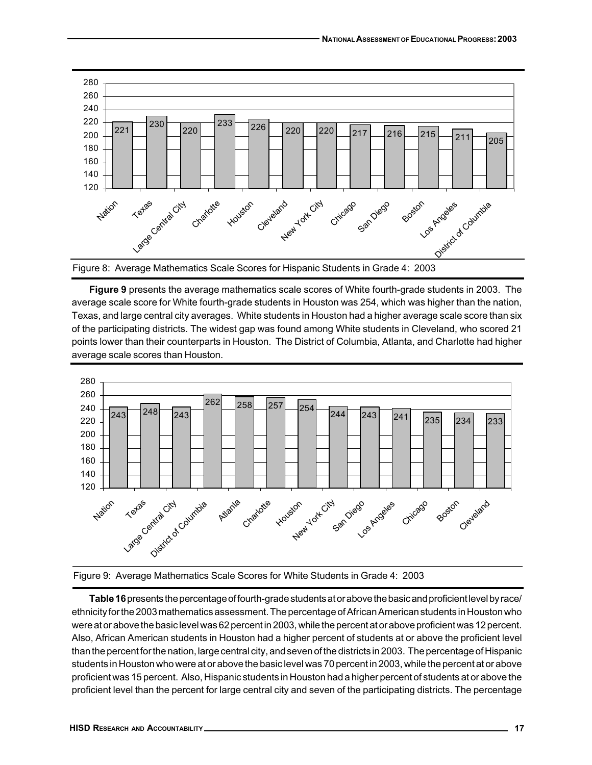| Nation | Texas | Large Central City | Charlotte | Houston | Cleveland | New York City | Chicago | San Diego | Boston | Los Angeles | District of Columbia |
|---|---|---|---|---|---|---|---|---|---|---|---|
| 221 | 230 | 220 | 233 | 226 | 220 | 220 | 217 | 216 | 215 | 211 | 205 |

Figure 8: Average Mathematics Scale Scores for Hispanic Students in Grade 4: 2003

**Figure 9** presents the average mathematics scale scores of White fourth-grade students in 2003. The average scale score for White fourth-grade students in Houston was 254, which was higher than the nation, Texas, and large central city averages. White students in Houston had a higher average scale score than six of the participating districts. The widest gap was found among White students in Cleveland, who scored 21 points lower than their counterparts in Houston. The District of Columbia, Atlanta, and Charlotte had higher average scale scores than Houston.

| Nation | Texas | Large Central City | District of Columbia | Atlanta | Charlotte | Houston | New York City | San Diego | Los Angeles | Chicago | Boston | Cleveland |
|---|---|---|---|---|---|---|---|---|---|---|---|---|
| 243 | 248 | 243 | 262 | 258 | 257 | 254 | 244 | 243 | 241 | 235 | 234 | 233 |

Figure 9: Average Mathematics Scale Scores for White Students in Grade 4: 2003

**Table 16** presents the percentage of fourth-grade students at or above the basic and proficient level by race/ethnicity for the 2003 mathematics assessment. The percentage of African American students in Houston who were at or above the basic level was 62 percent in 2003, while the percent at or above proficient was 12 percent. Also, African American students in Houston had a higher percent of students at or above the proficient level than the percent for the nation, large central city, and seven of the districts in 2003. The percentage of Hispanic students in Houston who were at or above the basic level was 70 percent in 2003, while the percent at or above proficient was 15 percent. Also, Hispanic students in Houston had a higher percent of students at or above the proficient level than the percent for large central city and seven of the participating districts. The percentage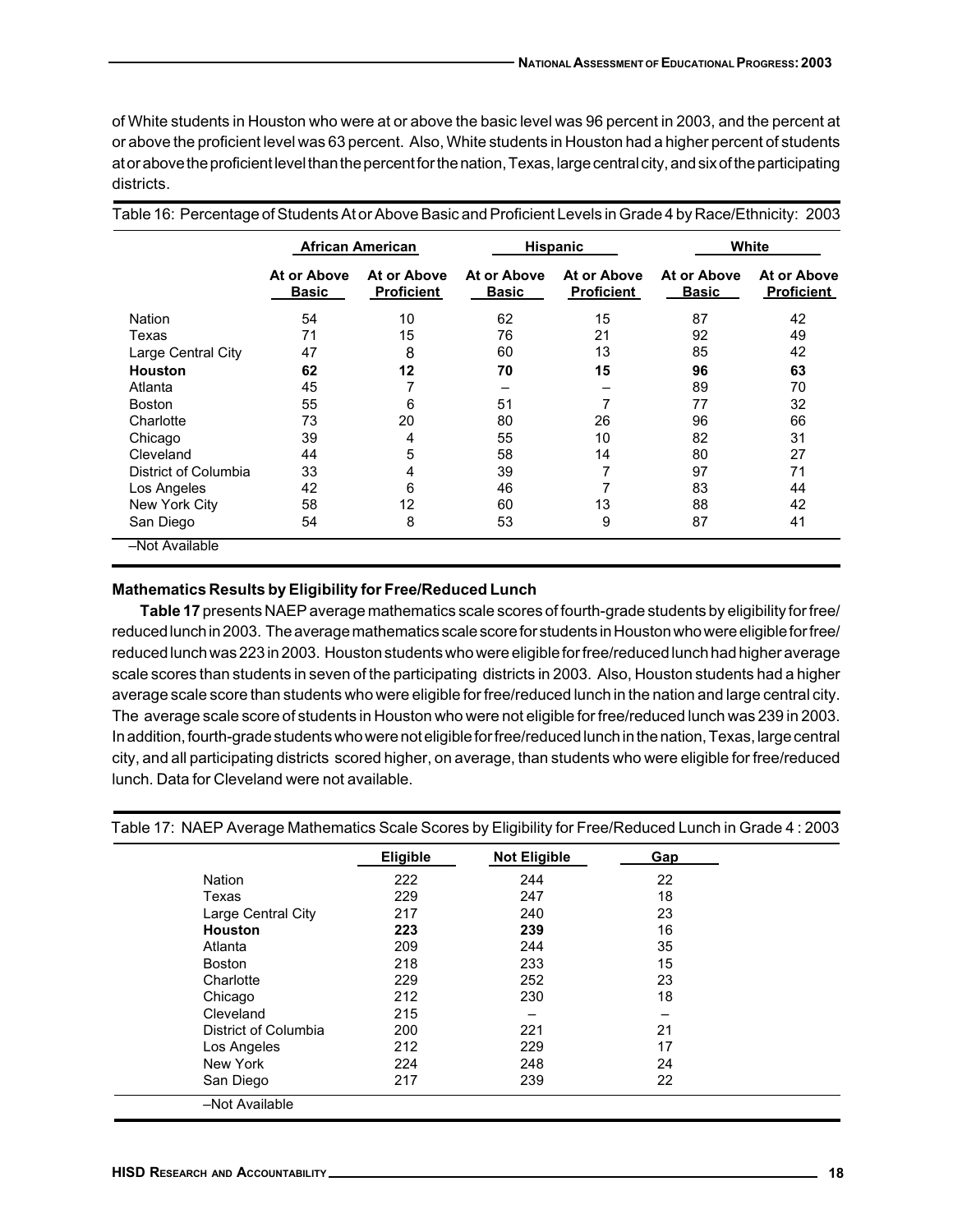of White students in Houston who were at or above the basic level was 96 percent in 2003, and the percent at or above the proficient level was 63 percent. Also, White students in Houston had a higher percent of students at or above the proficient level than the percent for the nation, Texas, large central city, and six of the participating districts.

Table 16: Percentage of Students At or Above Basic and Proficient Levels in Grade 4 by Race/Ethnicity: 2003

| | African American | | Hispanic | | White | |
|---|---|---|---|---|---|---|
| | At or Above Basic | At or Above Proficient | At or Above Basic | At or Above Proficient | At or Above Basic | At or Above Proficient |
| Nation | 54 | 10 | 62 | 15 | 87 | 42 |
| Texas | 71 | 15 | 76 | 21 | 92 | 49 |
| Large Central City | 47 | 8 | 60 | 13 | 85 | 42 |
| **Houston** | **62** | **12** | **70** | **15** | **96** | **63** |
| Atlanta | 45 | 7 | – | – | 89 | 70 |
| Boston | 55 | 6 | 51 | 7 | 77 | 32 |
| Charlotte | 73 | 20 | 80 | 26 | 96 | 66 |
| Chicago | 39 | 4 | 55 | 10 | 82 | 31 |
| Cleveland | 44 | 5 | 58 | 14 | 80 | 27 |
| District of Columbia | 33 | 4 | 39 | 7 | 97 | 71 |
| Los Angeles | 42 | 6 | 46 | 7 | 83 | 44 |
| New York City | 58 | 12 | 60 | 13 | 88 | 42 |
| San Diego | 54 | 8 | 53 | 9 | 87 | 41 |

–Not Available

### Mathematics Results by Eligibility for Free/Reduced Lunch

**Table 17** presents NAEP average mathematics scale scores of fourth-grade students by eligibility for free/reduced lunch in 2003. The average mathematics scale score for students in Houston who were eligible for free/reduced lunch was 223 in 2003. Houston students who were eligible for free/reduced lunch had higher average scale scores than students in seven of the participating districts in 2003. Also, Houston students had a higher average scale score than students who were eligible for free/reduced lunch in the nation and large central city. The average scale score of students in Houston who were not eligible for free/reduced lunch was 239 in 2003. In addition, fourth-grade students who were not eligible for free/reduced lunch in the nation, Texas, large central city, and all participating districts scored higher, on average, than students who were eligible for free/reduced lunch. Data for Cleveland were not available.

Table 17: NAEP Average Mathematics Scale Scores by Eligibility for Free/Reduced Lunch in Grade 4 : 2003

| | Eligible | Not Eligible | Gap |
|---|---|---|---|
| Nation | 222 | 244 | 22 |
| Texas | 229 | 247 | 18 |
| Large Central City | 217 | 240 | 23 |
| **Houston** | **223** | **239** | 16 |
| Atlanta | 209 | 244 | 35 |
| Boston | 218 | 233 | 15 |
| Charlotte | 229 | 252 | 23 |
| Chicago | 212 | 230 | 18 |
| Cleveland | 215 | – | – |
| District of Columbia | 200 | 221 | 21 |
| Los Angeles | 212 | 229 | 17 |
| New York | 224 | 248 | 24 |
| San Diego | 217 | 239 | 22 |

–Not Available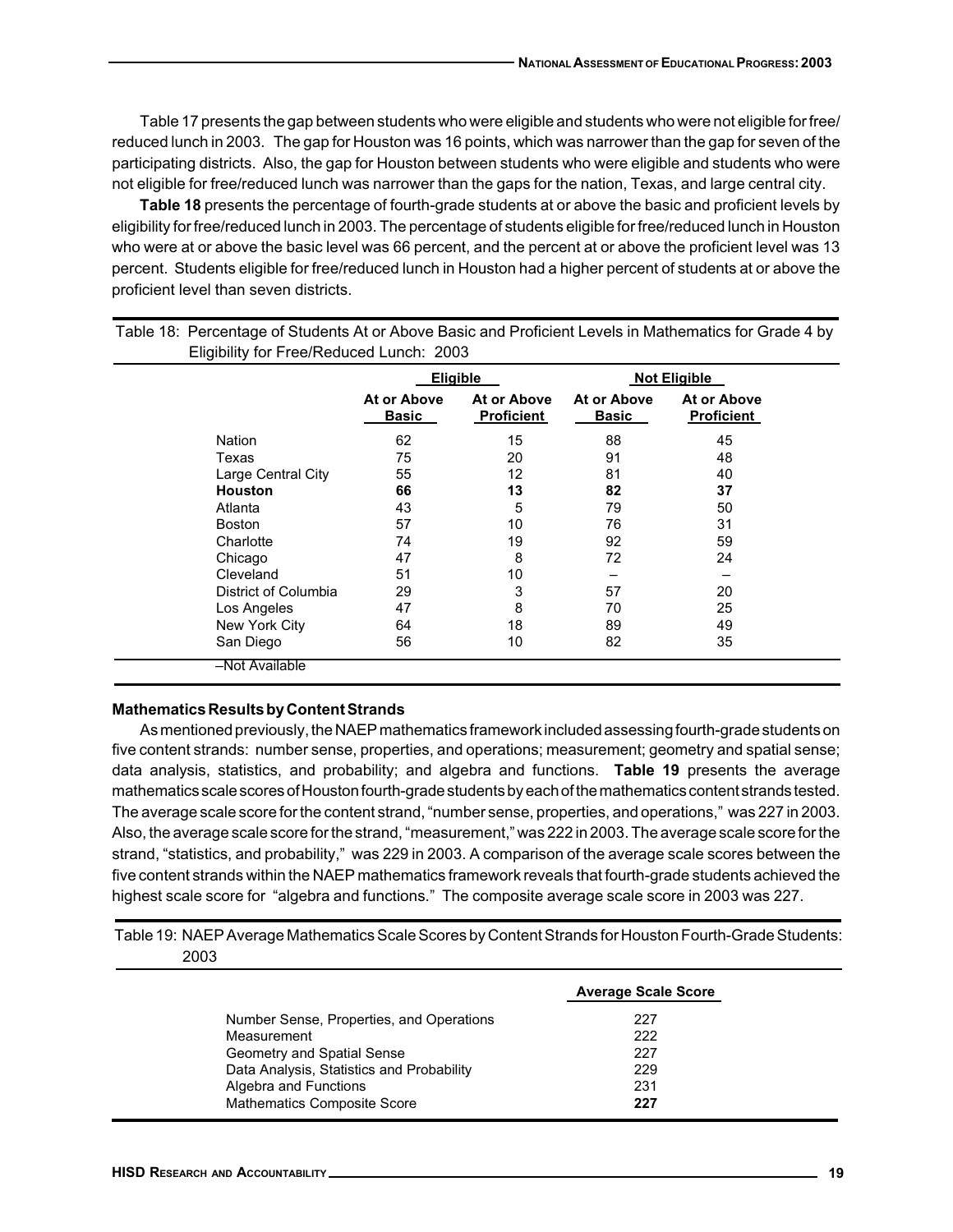Table 17 presents the gap between students who were eligible and students who were not eligible for free/reduced lunch in 2003. The gap for Houston was 16 points, which was narrower than the gap for seven of the participating districts. Also, the gap for Houston between students who were eligible and students who were not eligible for free/reduced lunch was narrower than the gaps for the nation, Texas, and large central city.

**Table 18** presents the percentage of fourth-grade students at or above the basic and proficient levels by eligibility for free/reduced lunch in 2003. The percentage of students eligible for free/reduced lunch in Houston who were at or above the basic level was 66 percent, and the percent at or above the proficient level was 13 percent. Students eligible for free/reduced lunch in Houston had a higher percent of students at or above the proficient level than seven districts.

Table 18: Percentage of Students At or Above Basic and Proficient Levels in Mathematics for Grade 4 by Eligibility for Free/Reduced Lunch: 2003

| | Eligible | | Not Eligible | |
|---|---|---|---|---|
| | At or Above Basic | At or Above Proficient | At or Above Basic | At or Above Proficient |
| Nation | 62 | 15 | 88 | 45 |
| Texas | 75 | 20 | 91 | 48 |
| Large Central City | 55 | 12 | 81 | 40 |
| **Houston** | **66** | **13** | **82** | **37** |
| Atlanta | 43 | 5 | 79 | 50 |
| Boston | 57 | 10 | 76 | 31 |
| Charlotte | 74 | 19 | 92 | 59 |
| Chicago | 47 | 8 | 72 | 24 |
| Cleveland | 51 | 10 | – | – |
| District of Columbia | 29 | 3 | 57 | 20 |
| Los Angeles | 47 | 8 | 70 | 25 |
| New York City | 64 | 18 | 89 | 49 |
| San Diego | 56 | 10 | 82 | 35 |

–Not Available

**Mathematics Results by Content Strands**

As mentioned previously, the NAEP mathematics framework included assessing fourth-grade students on five content strands: number sense, properties, and operations; measurement; geometry and spatial sense; data analysis, statistics, and probability; and algebra and functions. **Table 19** presents the average mathematics scale scores of Houston fourth-grade students by each of the mathematics content strands tested. The average scale score for the content strand, "number sense, properties, and operations," was 227 in 2003. Also, the average scale score for the strand, "measurement," was 222 in 2003. The average scale score for the strand, "statistics, and probability," was 229 in 2003. A comparison of the average scale scores between the five content strands within the NAEP mathematics framework reveals that fourth-grade students achieved the highest scale score for "algebra and functions." The composite average scale score in 2003 was 227.

Table 19: NAEP Average Mathematics Scale Scores by Content Strands for Houston Fourth-Grade Students: 2003

| | Average Scale Score |
|---|---|
| Number Sense, Properties, and Operations | 227 |
| Measurement | 222 |
| Geometry and Spatial Sense | 227 |
| Data Analysis, Statistics and Probability | 229 |
| Algebra and Functions | 231 |
| Mathematics Composite Score | **227** |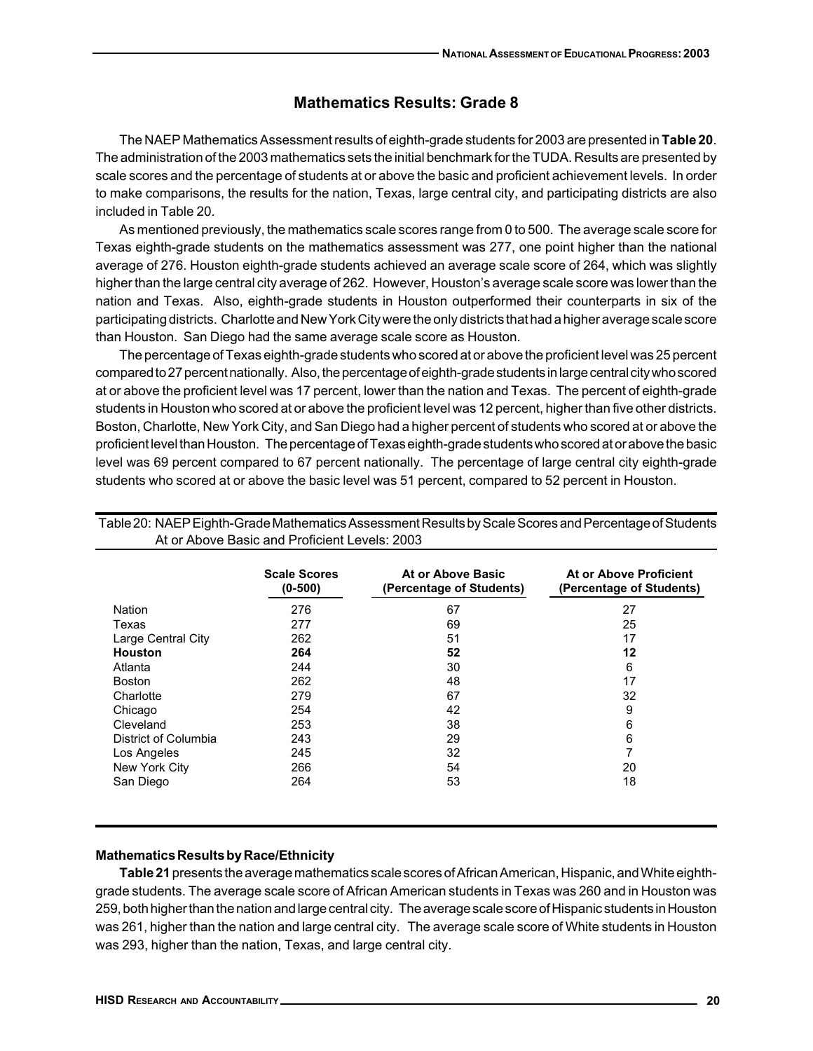## Mathematics Results: Grade 8

The NAEP Mathematics Assessment results of eighth-grade students for 2003 are presented in **Table 20**. The administration of the 2003 mathematics sets the initial benchmark for the TUDA. Results are presented by scale scores and the percentage of students at or above the basic and proficient achievement levels. In order to make comparisons, the results for the nation, Texas, large central city, and participating districts are also included in Table 20.

As mentioned previously, the mathematics scale scores range from 0 to 500. The average scale score for Texas eighth-grade students on the mathematics assessment was 277, one point higher than the national average of 276. Houston eighth-grade students achieved an average scale score of 264, which was slightly higher than the large central city average of 262. However, Houston's average scale score was lower than the nation and Texas. Also, eighth-grade students in Houston outperformed their counterparts in six of the participating districts. Charlotte and New York City were the only districts that had a higher average scale score than Houston. San Diego had the same average scale score as Houston.

The percentage of Texas eighth-grade students who scored at or above the proficient level was 25 percent compared to 27 percent nationally. Also, the percentage of eighth-grade students in large central city who scored at or above the proficient level was 17 percent, lower than the nation and Texas. The percent of eighth-grade students in Houston who scored at or above the proficient level was 12 percent, higher than five other districts. Boston, Charlotte, New York City, and San Diego had a higher percent of students who scored at or above the proficient level than Houston. The percentage of Texas eighth-grade students who scored at or above the basic level was 69 percent compared to 67 percent nationally. The percentage of large central city eighth-grade students who scored at or above the basic level was 51 percent, compared to 52 percent in Houston.

Table 20: NAEP Eighth-Grade Mathematics Assessment Results by Scale Scores and Percentage of Students At or Above Basic and Proficient Levels: 2003

| | Scale Scores (0-500) | At or Above Basic (Percentage of Students) | At or Above Proficient (Percentage of Students) |
|---|---|---|---|
| Nation | 276 | 67 | 27 |
| Texas | 277 | 69 | 25 |
| Large Central City | 262 | 51 | 17 |
| **Houston** | **264** | **52** | **12** |
| Atlanta | 244 | 30 | 6 |
| Boston | 262 | 48 | 17 |
| Charlotte | 279 | 67 | 32 |
| Chicago | 254 | 42 | 9 |
| Cleveland | 253 | 38 | 6 |
| District of Columbia | 243 | 29 | 6 |
| Los Angeles | 245 | 32 | 7 |
| New York City | 266 | 54 | 20 |
| San Diego | 264 | 53 | 18 |

### Mathematics Results by Race/Ethnicity

**Table 21** presents the average mathematics scale scores of African American, Hispanic, and White eighth-grade students. The average scale score of African American students in Texas was 260 and in Houston was 259, both higher than the nation and large central city. The average scale score of Hispanic students in Houston was 261, higher than the nation and large central city. The average scale score of White students in Houston was 293, higher than the nation, Texas, and large central city.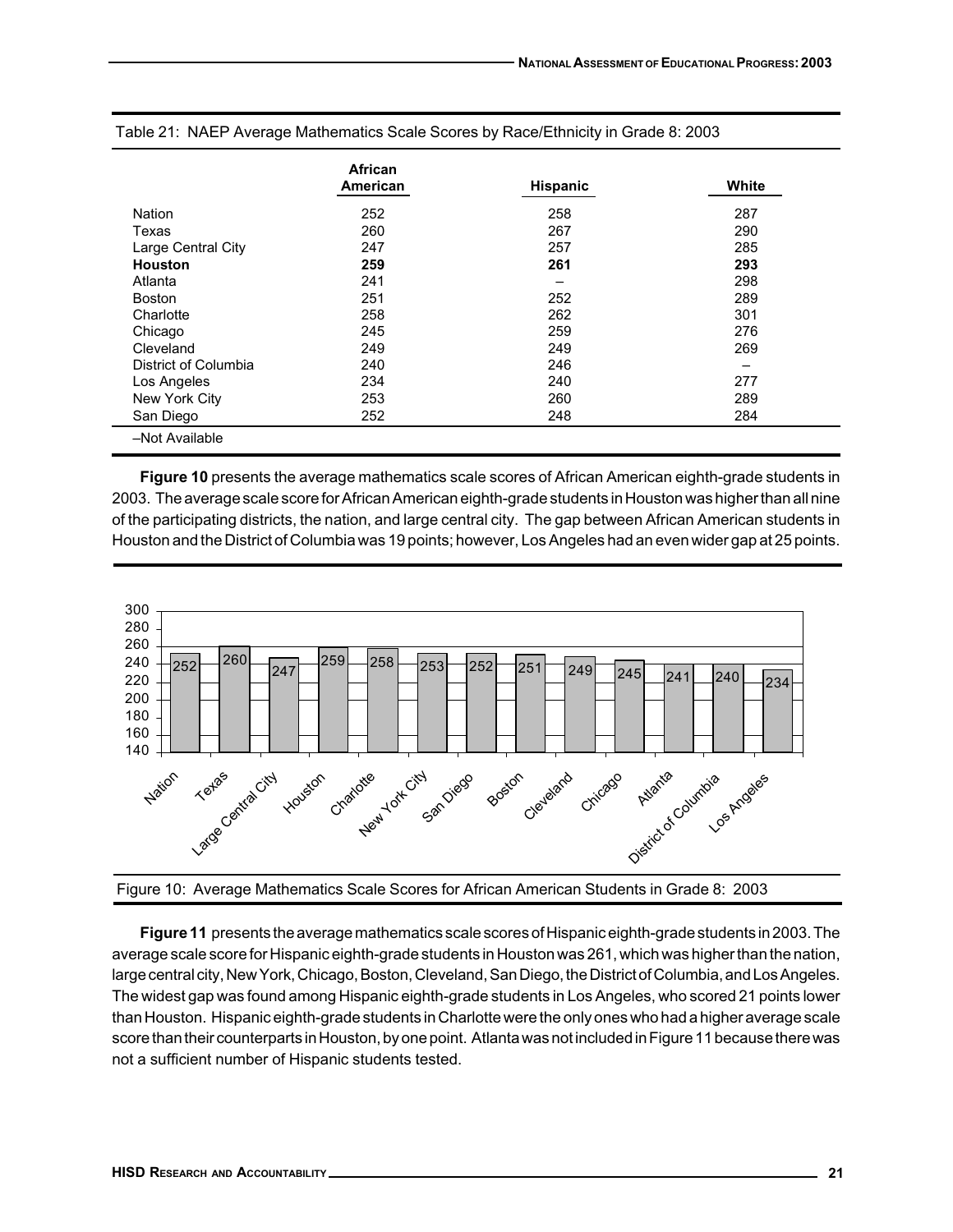Table 21: NAEP Average Mathematics Scale Scores by Race/Ethnicity in Grade 8: 2003

| | African American | Hispanic | White |
|---|---|---|---|
| Nation | 252 | 258 | 287 |
| Texas | 260 | 267 | 290 |
| Large Central City | 247 | 257 | 285 |
| **Houston** | **259** | **261** | **293** |
| Atlanta | 241 | – | 298 |
| Boston | 251 | 252 | 289 |
| Charlotte | 258 | 262 | 301 |
| Chicago | 245 | 259 | 276 |
| Cleveland | 249 | 249 | 269 |
| District of Columbia | 240 | 246 | – |
| Los Angeles | 234 | 240 | 277 |
| New York City | 253 | 260 | 289 |
| San Diego | 252 | 248 | 284 |

–Not Available

**Figure 10** presents the average mathematics scale scores of African American eighth-grade students in 2003. The average scale score for African American eighth-grade students in Houston was higher than all nine of the participating districts, the nation, and large central city. The gap between African American students in Houston and the District of Columbia was 19 points; however, Los Angeles had an even wider gap at 25 points.

| | Score |
|---|---|
| Nation | 252 |
| Texas | 260 |
| Large Central City | 247 |
| Houston | 259 |
| Charlotte | 258 |
| New York City | 253 |
| San Diego | 252 |
| Boston | 251 |
| Cleveland | 249 |
| Chicago | 245 |
| Atlanta | 241 |
| District of Columbia | 240 |
| Los Angeles | 234 |

Figure 10: Average Mathematics Scale Scores for African American Students in Grade 8: 2003

**Figure 11** presents the average mathematics scale scores of Hispanic eighth-grade students in 2003. The average scale score for Hispanic eighth-grade students in Houston was 261, which was higher than the nation, large central city, New York, Chicago, Boston, Cleveland, San Diego, the District of Columbia, and Los Angeles. The widest gap was found among Hispanic eighth-grade students in Los Angeles, who scored 21 points lower than Houston. Hispanic eighth-grade students in Charlotte were the only ones who had a higher average scale score than their counterparts in Houston, by one point. Atlanta was not included in Figure 11 because there was not a sufficient number of Hispanic students tested.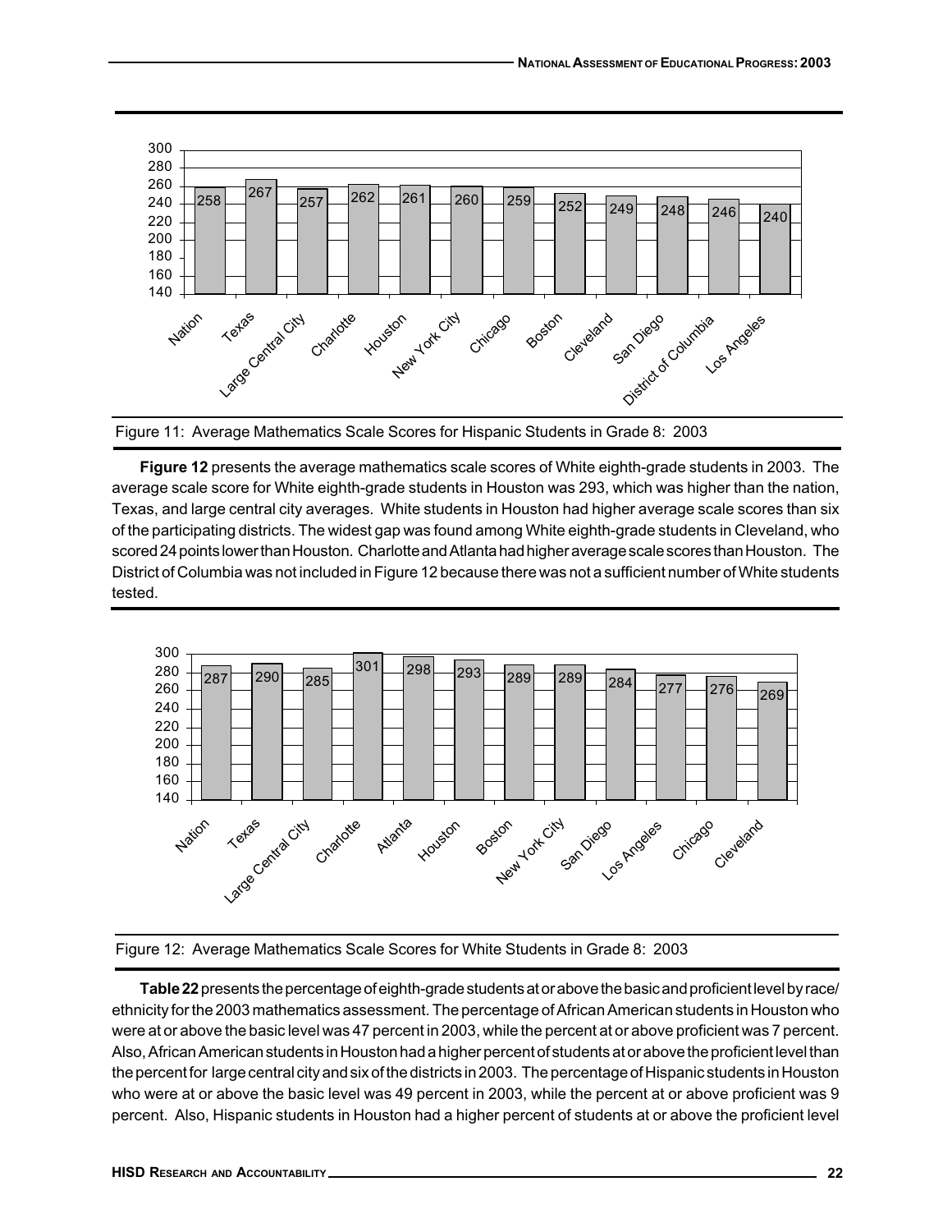| Nation | Texas | Large Central City | Charlotte | Houston | New York City | Chicago | Boston | Cleveland | San Diego | District of Columbia | Los Angeles |
|---|---|---|---|---|---|---|---|---|---|---|---|
| 258 | 267 | 257 | 262 | 261 | 260 | 259 | 252 | 249 | 248 | 246 | 240 |

Figure 11: Average Mathematics Scale Scores for Hispanic Students in Grade 8: 2003

**Figure 12** presents the average mathematics scale scores of White eighth-grade students in 2003. The average scale score for White eighth-grade students in Houston was 293, which was higher than the nation, Texas, and large central city averages. White students in Houston had higher average scale scores than six of the participating districts. The widest gap was found among White eighth-grade students in Cleveland, who scored 24 points lower than Houston. Charlotte and Atlanta had higher average scale scores than Houston. The District of Columbia was not included in Figure 12 because there was not a sufficient number of White students tested.

| Nation | Texas | Large Central City | Charlotte | Atlanta | Houston | Boston | New York City | San Diego | Los Angeles | Chicago | Cleveland |
|---|---|---|---|---|---|---|---|---|---|---|---|
| 287 | 290 | 285 | 301 | 298 | 293 | 289 | 289 | 284 | 277 | 276 | 269 |

Figure 12: Average Mathematics Scale Scores for White Students in Grade 8: 2003

**Table 22** presents the percentage of eighth-grade students at or above the basic and proficient level by race/ethnicity for the 2003 mathematics assessment. The percentage of African American students in Houston who were at or above the basic level was 47 percent in 2003, while the percent at or above proficient was 7 percent. Also, African American students in Houston had a higher percent of students at or above the proficient level than the percent for large central city and six of the districts in 2003. The percentage of Hispanic students in Houston who were at or above the basic level was 49 percent in 2003, while the percent at or above proficient was 9 percent. Also, Hispanic students in Houston had a higher percent of students at or above the proficient level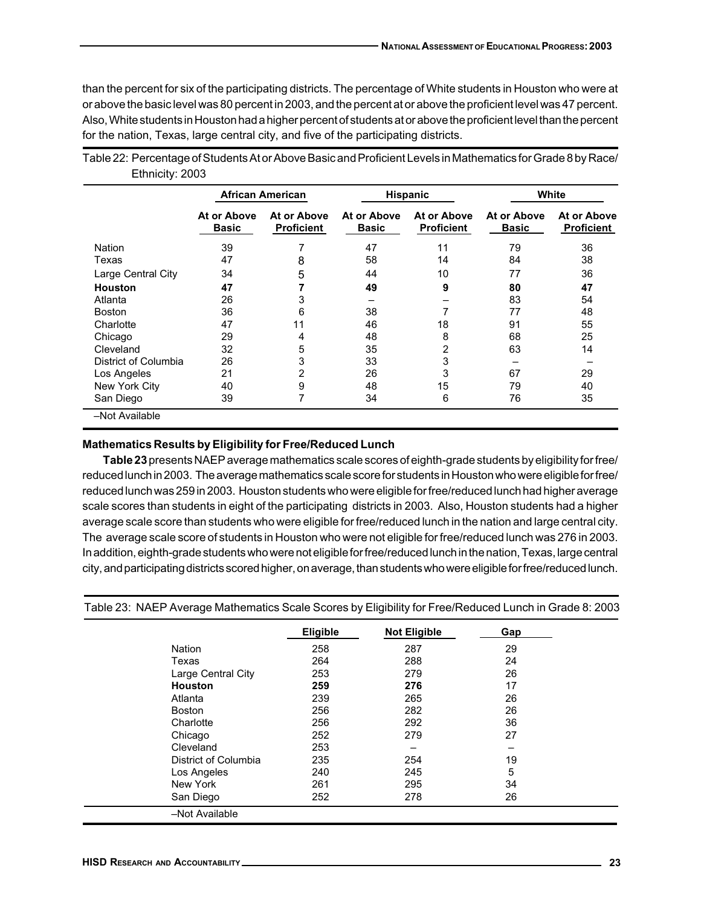than the percent for six of the participating districts. The percentage of White students in Houston who were at or above the basic level was 80 percent in 2003, and the percent at or above the proficient level was 47 percent. Also, White students in Houston had a higher percent of students at or above the proficient level than the percent for the nation, Texas, large central city, and five of the participating districts.

Table 22: Percentage of Students At or Above Basic and Proficient Levels in Mathematics for Grade 8 by Race/Ethnicity: 2003

| | African American | | Hispanic | | White | |
|---|---|---|---|---|---|---|
| | At or Above Basic | At or Above Proficient | At or Above Basic | At or Above Proficient | At or Above Basic | At or Above Proficient |
| Nation | 39 | 7 | 47 | 11 | 79 | 36 |
| Texas | 47 | 8 | 58 | 14 | 84 | 38 |
| Large Central City | 34 | 5 | 44 | 10 | 77 | 36 |
| **Houston** | **47** | **7** | **49** | **9** | **80** | **47** |
| Atlanta | 26 | 3 | – | – | 83 | 54 |
| Boston | 36 | 6 | 38 | 7 | 77 | 48 |
| Charlotte | 47 | 11 | 46 | 18 | 91 | 55 |
| Chicago | 29 | 4 | 48 | 8 | 68 | 25 |
| Cleveland | 32 | 5 | 35 | 2 | 63 | 14 |
| District of Columbia | 26 | 3 | 33 | 3 | – | – |
| Los Angeles | 21 | 2 | 26 | 3 | 67 | 29 |
| New York City | 40 | 9 | 48 | 15 | 79 | 40 |
| San Diego | 39 | 7 | 34 | 6 | 76 | 35 |

–Not Available

### Mathematics Results by Eligibility for Free/Reduced Lunch

**Table 23** presents NAEP average mathematics scale scores of eighth-grade students by eligibility for free/reduced lunch in 2003. The average mathematics scale score for students in Houston who were eligible for free/reduced lunch was 259 in 2003. Houston students who were eligible for free/reduced lunch had higher average scale scores than students in eight of the participating districts in 2003. Also, Houston students had a higher average scale score than students who were eligible for free/reduced lunch in the nation and large central city. The average scale score of students in Houston who were not eligible for free/reduced lunch was 276 in 2003. In addition, eighth-grade students who were not eligible for free/reduced lunch in the nation, Texas, large central city, and participating districts scored higher, on average, than students who were eligible for free/reduced lunch.

Table 23: NAEP Average Mathematics Scale Scores by Eligibility for Free/Reduced Lunch in Grade 8: 2003

| | Eligible | Not Eligible | Gap |
|---|---|---|---|
| Nation | 258 | 287 | 29 |
| Texas | 264 | 288 | 24 |
| Large Central City | 253 | 279 | 26 |
| **Houston** | **259** | **276** | 17 |
| Atlanta | 239 | 265 | 26 |
| Boston | 256 | 282 | 26 |
| Charlotte | 256 | 292 | 36 |
| Chicago | 252 | 279 | 27 |
| Cleveland | 253 | – | – |
| District of Columbia | 235 | 254 | 19 |
| Los Angeles | 240 | 245 | 5 |
| New York | 261 | 295 | 34 |
| San Diego | 252 | 278 | 26 |

–Not Available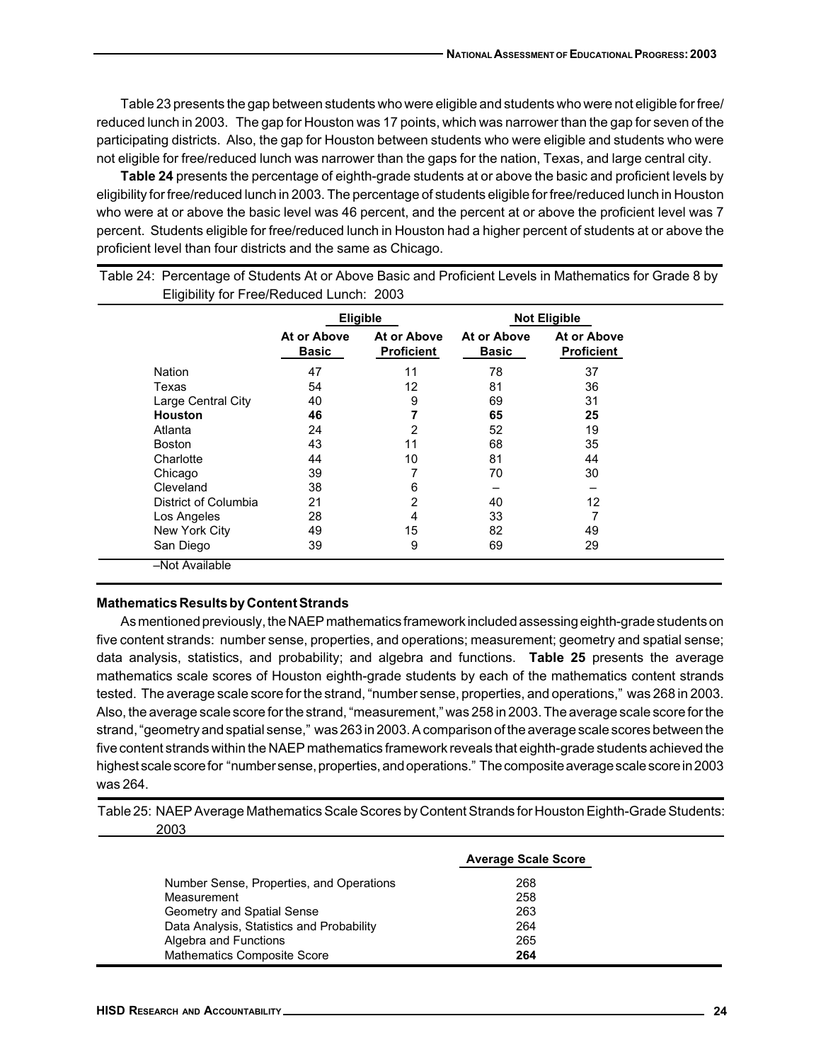Table 23 presents the gap between students who were eligible and students who were not eligible for free/reduced lunch in 2003. The gap for Houston was 17 points, which was narrower than the gap for seven of the participating districts. Also, the gap for Houston between students who were eligible and students who were not eligible for free/reduced lunch was narrower than the gaps for the nation, Texas, and large central city.

**Table 24** presents the percentage of eighth-grade students at or above the basic and proficient levels by eligibility for free/reduced lunch in 2003. The percentage of students eligible for free/reduced lunch in Houston who were at or above the basic level was 46 percent, and the percent at or above the proficient level was 7 percent. Students eligible for free/reduced lunch in Houston had a higher percent of students at or above the proficient level than four districts and the same as Chicago.

Table 24: Percentage of Students At or Above Basic and Proficient Levels in Mathematics for Grade 8 by Eligibility for Free/Reduced Lunch: 2003

| | Eligible | | Not Eligible | |
|---|---|---|---|---|
| | At or Above Basic | At or Above Proficient | At or Above Basic | At or Above Proficient |
| Nation | 47 | 11 | 78 | 37 |
| Texas | 54 | 12 | 81 | 36 |
| Large Central City | 40 | 9 | 69 | 31 |
| **Houston** | **46** | **7** | **65** | **25** |
| Atlanta | 24 | 2 | 52 | 19 |
| Boston | 43 | 11 | 68 | 35 |
| Charlotte | 44 | 10 | 81 | 44 |
| Chicago | 39 | 7 | 70 | 30 |
| Cleveland | 38 | 6 | – | – |
| District of Columbia | 21 | 2 | 40 | 12 |
| Los Angeles | 28 | 4 | 33 | 7 |
| New York City | 49 | 15 | 82 | 49 |
| San Diego | 39 | 9 | 69 | 29 |

–Not Available

### Mathematics Results by Content Strands

As mentioned previously, the NAEP mathematics framework included assessing eighth-grade students on five content strands: number sense, properties, and operations; measurement; geometry and spatial sense; data analysis, statistics, and probability; and algebra and functions. **Table 25** presents the average mathematics scale scores of Houston eighth-grade students by each of the mathematics content strands tested. The average scale score for the strand, "number sense, properties, and operations," was 268 in 2003. Also, the average scale score for the strand, "measurement," was 258 in 2003. The average scale score for the strand, "geometry and spatial sense," was 263 in 2003. A comparison of the average scale scores between the five content strands within the NAEP mathematics framework reveals that eighth-grade students achieved the highest scale score for "number sense, properties, and operations." The composite average scale score in 2003 was 264.

Table 25: NAEP Average Mathematics Scale Scores by Content Strands for Houston Eighth-Grade Students: 2003

| | Average Scale Score |
|---|---|
| Number Sense, Properties, and Operations | 268 |
| Measurement | 258 |
| Geometry and Spatial Sense | 263 |
| Data Analysis, Statistics and Probability | 264 |
| Algebra and Functions | 265 |
| Mathematics Composite Score | **264** |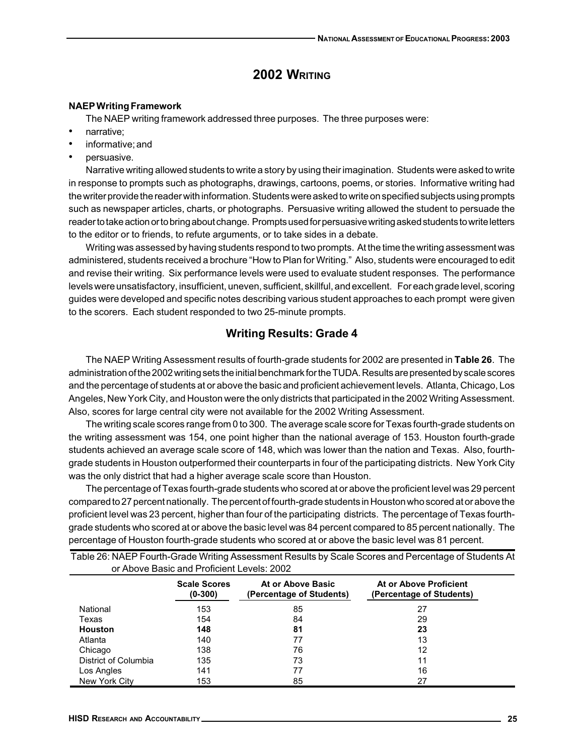# 2002 Writing

**NAEP Writing Framework**

The NAEP writing framework addressed three purposes. The three purposes were:

- narrative;
- informative; and
- persuasive.

Narrative writing allowed students to write a story by using their imagination. Students were asked to write in response to prompts such as photographs, drawings, cartoons, poems, or stories. Informative writing had the writer provide the reader with information. Students were asked to write on specified subjects using prompts such as newspaper articles, charts, or photographs. Persuasive writing allowed the student to persuade the reader to take action or to bring about change. Prompts used for persuasive writing asked students to write letters to the editor or to friends, to refute arguments, or to take sides in a debate.

Writing was assessed by having students respond to two prompts. At the time the writing assessment was administered, students received a brochure "How to Plan for Writing." Also, students were encouraged to edit and revise their writing. Six performance levels were used to evaluate student responses. The performance levels were unsatisfactory, insufficient, uneven, sufficient, skillful, and excellent. For each grade level, scoring guides were developed and specific notes describing various student approaches to each prompt were given to the scorers. Each student responded to two 25-minute prompts.

## Writing Results: Grade 4

The NAEP Writing Assessment results of fourth-grade students for 2002 are presented in **Table 26**. The administration of the 2002 writing sets the initial benchmark for the TUDA. Results are presented by scale scores and the percentage of students at or above the basic and proficient achievement levels. Atlanta, Chicago, Los Angeles, New York City, and Houston were the only districts that participated in the 2002 Writing Assessment. Also, scores for large central city were not available for the 2002 Writing Assessment.

The writing scale scores range from 0 to 300. The average scale score for Texas fourth-grade students on the writing assessment was 154, one point higher than the national average of 153. Houston fourth-grade students achieved an average scale score of 148, which was lower than the nation and Texas. Also, fourth-grade students in Houston outperformed their counterparts in four of the participating districts. New York City was the only district that had a higher average scale score than Houston.

The percentage of Texas fourth-grade students who scored at or above the proficient level was 29 percent compared to 27 percent nationally. The percent of fourth-grade students in Houston who scored at or above the proficient level was 23 percent, higher than four of the participating districts. The percentage of Texas fourth-grade students who scored at or above the basic level was 84 percent compared to 85 percent nationally. The percentage of Houston fourth-grade students who scored at or above the basic level was 81 percent.

Table 26: NAEP Fourth-Grade Writing Assessment Results by Scale Scores and Percentage of Students At or Above Basic and Proficient Levels: 2002

| | Scale Scores (0-300) | At or Above Basic (Percentage of Students) | At or Above Proficient (Percentage of Students) |
|---|---|---|---|
| National | 153 | 85 | 27 |
| Texas | 154 | 84 | 29 |
| **Houston** | **148** | **81** | **23** |
| Atlanta | 140 | 77 | 13 |
| Chicago | 138 | 76 | 12 |
| District of Columbia | 135 | 73 | 11 |
| Los Angles | 141 | 77 | 16 |
| New York City | 153 | 85 | 27 |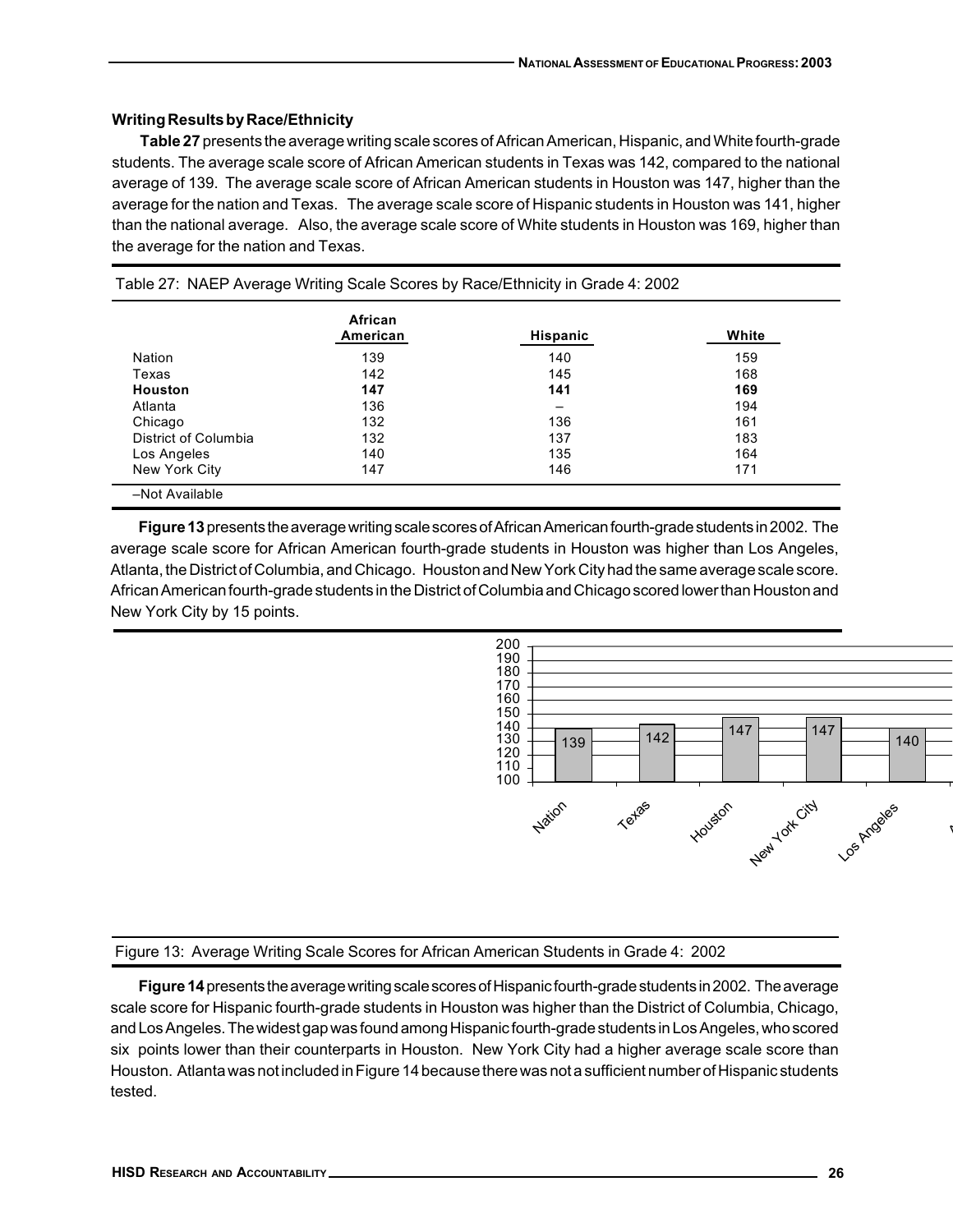### Writing Results by Race/Ethnicity

**Table 27** presents the average writing scale scores of African American, Hispanic, and White fourth-grade students. The average scale score of African American students in Texas was 142, compared to the national average of 139. The average scale score of African American students in Houston was 147, higher than the average for the nation and Texas. The average scale score of Hispanic students in Houston was 141, higher than the national average. Also, the average scale score of White students in Houston was 169, higher than the average for the nation and Texas.

Table 27: NAEP Average Writing Scale Scores by Race/Ethnicity in Grade 4: 2002

| | African American | Hispanic | White |
|---|---|---|---|
| Nation | 139 | 140 | 159 |
| Texas | 142 | 145 | 168 |
| **Houston** | **147** | **141** | **169** |
| Atlanta | 136 | – | 194 |
| Chicago | 132 | 136 | 161 |
| District of Columbia | 132 | 137 | 183 |
| Los Angeles | 140 | 135 | 164 |
| New York City | 147 | 146 | 171 |

–Not Available

**Figure 13** presents the average writing scale scores of African American fourth-grade students in 2002. The average scale score for African American fourth-grade students in Houston was higher than Los Angeles, Atlanta, the District of Columbia, and Chicago. Houston and New York City had the same average scale score. African American fourth-grade students in the District of Columbia and Chicago scored lower than Houston and New York City by 15 points.

Figure 13: Average Writing Scale Scores for African American Students in Grade 4: 2002

**Figure 14** presents the average writing scale scores of Hispanic fourth-grade students in 2002. The average scale score for Hispanic fourth-grade students in Houston was higher than the District of Columbia, Chicago, and Los Angeles. The widest gap was found among Hispanic fourth-grade students in Los Angeles, who scored six points lower than their counterparts in Houston. New York City had a higher average scale score than Houston. Atlanta was not included in Figure 14 because there was not a sufficient number of Hispanic students tested.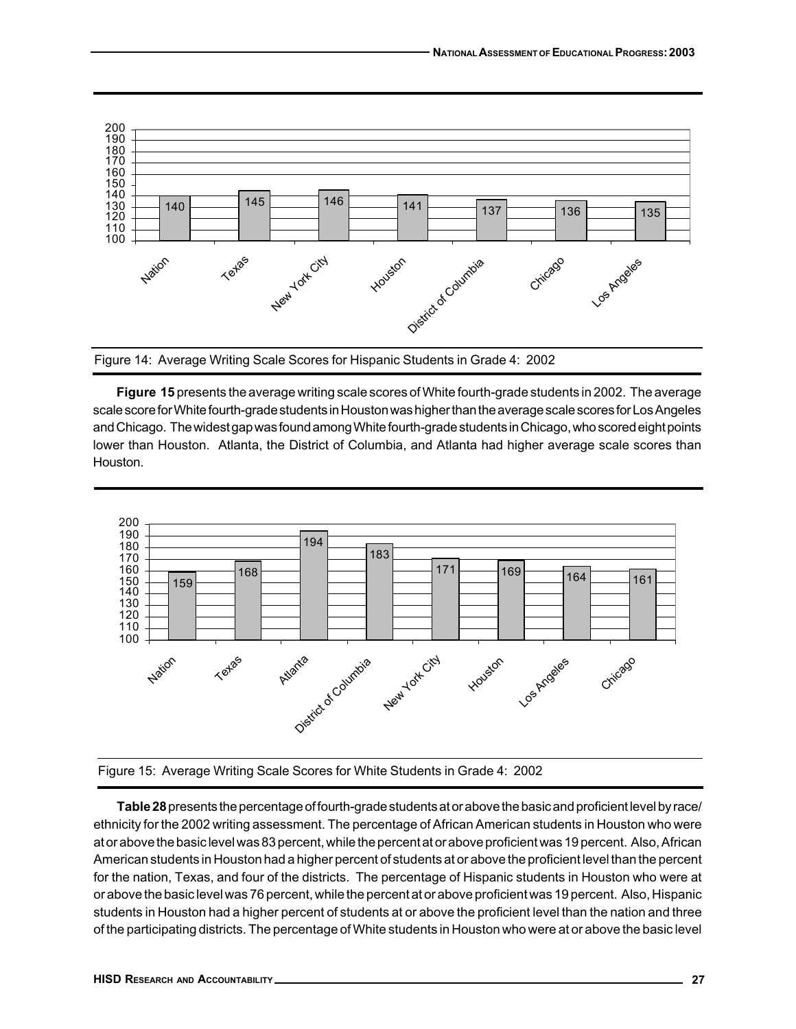Figure 14: Average Writing Scale Scores for Hispanic Students in Grade 4: 2002

**Figure 15** presents the average writing scale scores of White fourth-grade students in 2002. The average scale score for White fourth-grade students in Houston was higher than the average scale scores for Los Angeles and Chicago. The widest gap was found among White fourth-grade students in Chicago, who scored eight points lower than Houston. Atlanta, the District of Columbia, and Atlanta had higher average scale scores than Houston.

Figure 15: Average Writing Scale Scores for White Students in Grade 4: 2002

**Table 28** presents the percentage of fourth-grade students at or above the basic and proficient level by race/ethnicity for the 2002 writing assessment. The percentage of African American students in Houston who were at or above the basic level was 83 percent, while the percent at or above proficient was 19 percent. Also, African American students in Houston had a higher percent of students at or above the proficient level than the percent for the nation, Texas, and four of the districts. The percentage of Hispanic students in Houston who were at or above the basic level was 76 percent, while the percent at or above proficient was 19 percent. Also, Hispanic students in Houston had a higher percent of students at or above the proficient level than the nation and three of the participating districts. The percentage of White students in Houston who were at or above the basic level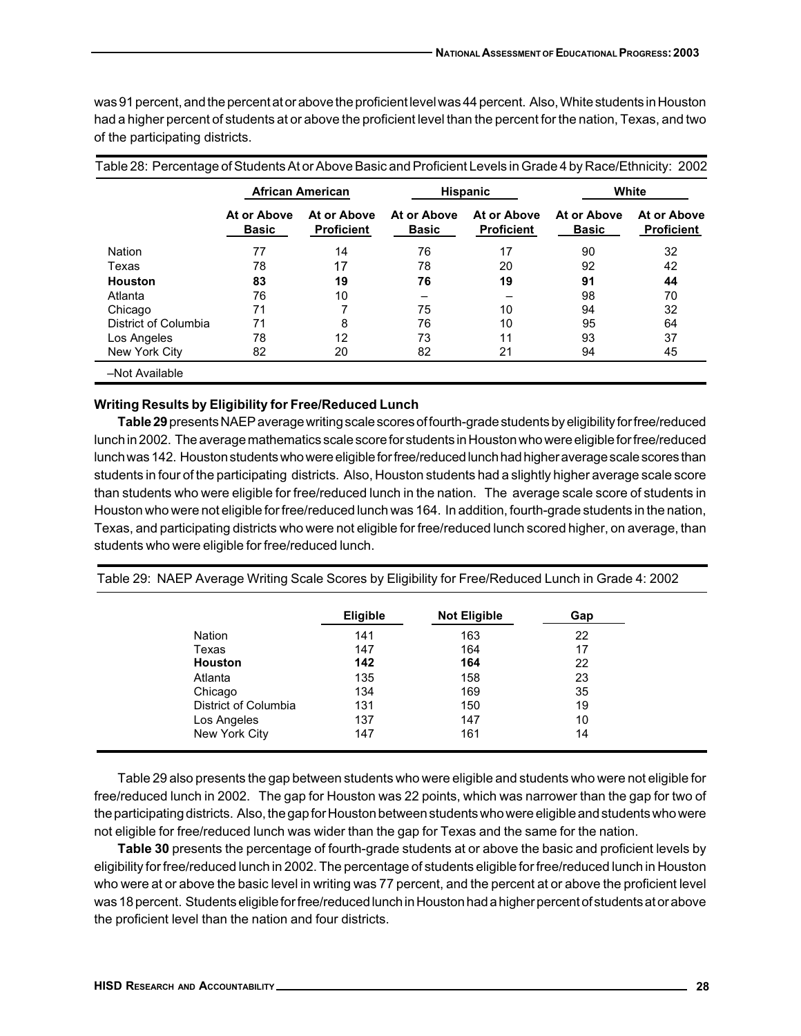was 91 percent, and the percent at or above the proficient level was 44 percent. Also, White students in Houston had a higher percent of students at or above the proficient level than the percent for the nation, Texas, and two of the participating districts.

Table 28: Percentage of Students At or Above Basic and Proficient Levels in Grade 4 by Race/Ethnicity: 2002

| | African American | | Hispanic | | White | |
|---|---|---|---|---|---|---|
| | At or Above Basic | At or Above Proficient | At or Above Basic | At or Above Proficient | At or Above Basic | At or Above Proficient |
| Nation | 77 | 14 | 76 | 17 | 90 | 32 |
| Texas | 78 | 17 | 78 | 20 | 92 | 42 |
| **Houston** | **83** | **19** | **76** | **19** | **91** | **44** |
| Atlanta | 76 | 10 | – | – | 98 | 70 |
| Chicago | 71 | 7 | 75 | 10 | 94 | 32 |
| District of Columbia | 71 | 8 | 76 | 10 | 95 | 64 |
| Los Angeles | 78 | 12 | 73 | 11 | 93 | 37 |
| New York City | 82 | 20 | 82 | 21 | 94 | 45 |

–Not Available

#### Writing Results by Eligibility for Free/Reduced Lunch

**Table 29** presents NAEP average writing scale scores of fourth-grade students by eligibility for free/reduced lunch in 2002. The average mathematics scale score for students in Houston who were eligible for free/reduced lunch was 142. Houston students who were eligible for free/reduced lunch had higher average scale scores than students in four of the participating districts. Also, Houston students had a slightly higher average scale score than students who were eligible for free/reduced lunch in the nation. The average scale score of students in Houston who were not eligible for free/reduced lunch was 164. In addition, fourth-grade students in the nation, Texas, and participating districts who were not eligible for free/reduced lunch scored higher, on average, than students who were eligible for free/reduced lunch.

Table 29: NAEP Average Writing Scale Scores by Eligibility for Free/Reduced Lunch in Grade 4: 2002

| | Eligible | Not Eligible | Gap |
|---|---|---|---|
| Nation | 141 | 163 | 22 |
| Texas | 147 | 164 | 17 |
| **Houston** | **142** | **164** | 22 |
| Atlanta | 135 | 158 | 23 |
| Chicago | 134 | 169 | 35 |
| District of Columbia | 131 | 150 | 19 |
| Los Angeles | 137 | 147 | 10 |
| New York City | 147 | 161 | 14 |

Table 29 also presents the gap between students who were eligible and students who were not eligible for free/reduced lunch in 2002. The gap for Houston was 22 points, which was narrower than the gap for two of the participating districts. Also, the gap for Houston between students who were eligible and students who were not eligible for free/reduced lunch was wider than the gap for Texas and the same for the nation.

**Table 30** presents the percentage of fourth-grade students at or above the basic and proficient levels by eligibility for free/reduced lunch in 2002. The percentage of students eligible for free/reduced lunch in Houston who were at or above the basic level in writing was 77 percent, and the percent at or above the proficient level was 18 percent. Students eligible for free/reduced lunch in Houston had a higher percent of students at or above the proficient level than the nation and four districts.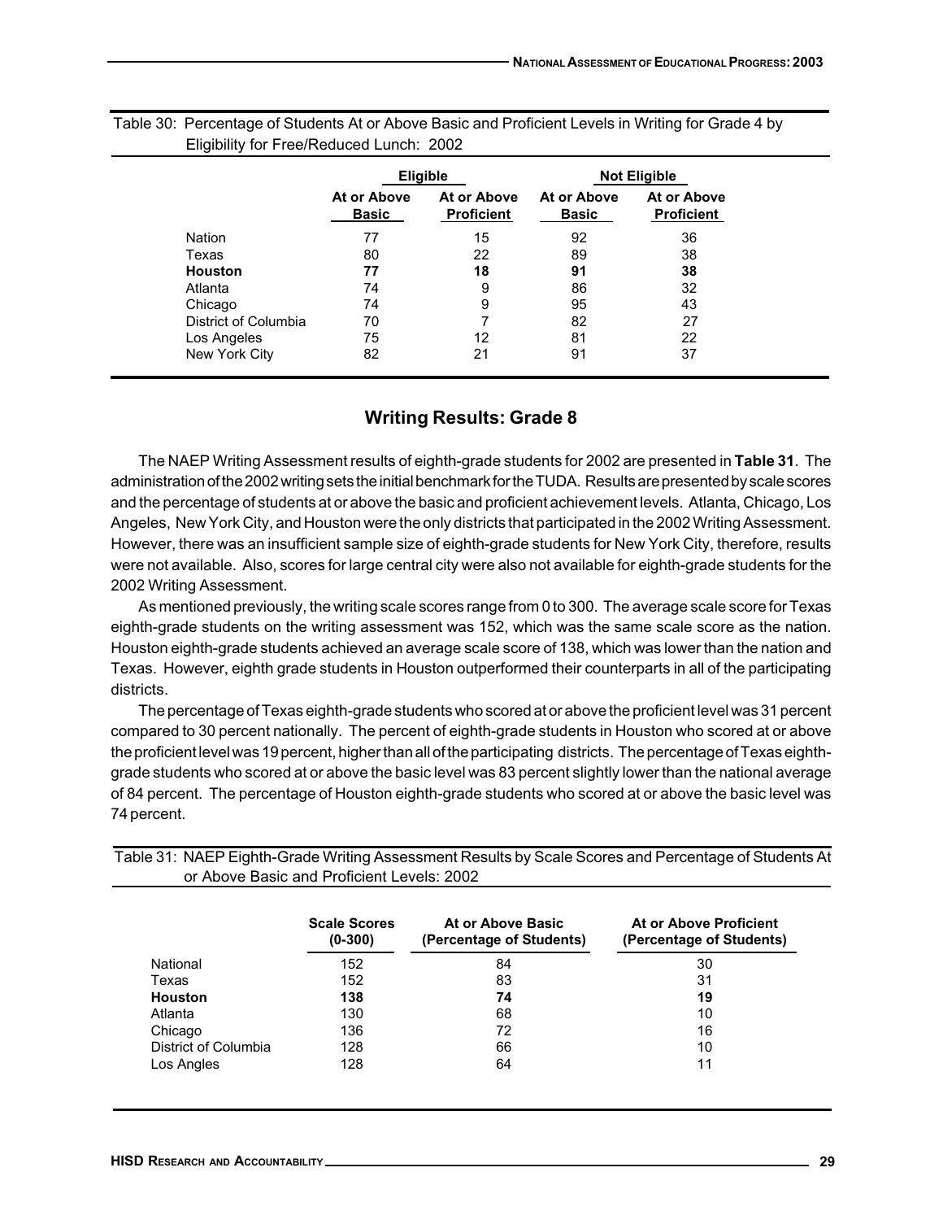Table 30: Percentage of Students At or Above Basic and Proficient Levels in Writing for Grade 4 by Eligibility for Free/Reduced Lunch: 2002

| | Eligible | | Not Eligible | |
|---|---|---|---|---|
| | At or Above Basic | At or Above Proficient | At or Above Basic | At or Above Proficient |
| Nation | 77 | 15 | 92 | 36 |
| Texas | 80 | 22 | 89 | 38 |
| **Houston** | **77** | **18** | **91** | **38** |
| Atlanta | 74 | 9 | 86 | 32 |
| Chicago | 74 | 9 | 95 | 43 |
| District of Columbia | 70 | 7 | 82 | 27 |
| Los Angeles | 75 | 12 | 81 | 22 |
| New York City | 82 | 21 | 91 | 37 |

## Writing Results: Grade 8

The NAEP Writing Assessment results of eighth-grade students for 2002 are presented in **Table 31**. The administration of the 2002 writing sets the initial benchmark for the TUDA. Results are presented by scale scores and the percentage of students at or above the basic and proficient achievement levels. Atlanta, Chicago, Los Angeles, New York City, and Houston were the only districts that participated in the 2002 Writing Assessment. However, there was an insufficient sample size of eighth-grade students for New York City, therefore, results were not available. Also, scores for large central city were also not available for eighth-grade students for the 2002 Writing Assessment.

As mentioned previously, the writing scale scores range from 0 to 300. The average scale score for Texas eighth-grade students on the writing assessment was 152, which was the same scale score as the nation. Houston eighth-grade students achieved an average scale score of 138, which was lower than the nation and Texas. However, eighth grade students in Houston outperformed their counterparts in all of the participating districts.

The percentage of Texas eighth-grade students who scored at or above the proficient level was 31 percent compared to 30 percent nationally. The percent of eighth-grade students in Houston who scored at or above the proficient level was 19 percent, higher than all of the participating districts. The percentage of Texas eighth-grade students who scored at or above the basic level was 83 percent slightly lower than the national average of 84 percent. The percentage of Houston eighth-grade students who scored at or above the basic level was 74 percent.

Table 31: NAEP Eighth-Grade Writing Assessment Results by Scale Scores and Percentage of Students At or Above Basic and Proficient Levels: 2002

| | Scale Scores (0-300) | At or Above Basic (Percentage of Students) | At or Above Proficient (Percentage of Students) |
|---|---|---|---|
| National | 152 | 84 | 30 |
| Texas | 152 | 83 | 31 |
| **Houston** | **138** | **74** | **19** |
| Atlanta | 130 | 68 | 10 |
| Chicago | 136 | 72 | 16 |
| District of Columbia | 128 | 66 | 10 |
| Los Angles | 128 | 64 | 11 |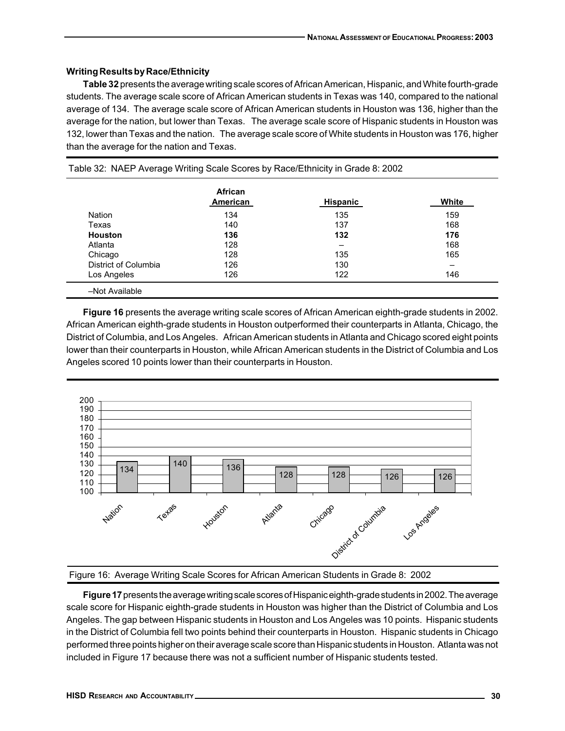### Writing Results by Race/Ethnicity

**Table 32** presents the average writing scale scores of African American, Hispanic, and White fourth-grade students. The average scale score of African American students in Texas was 140, compared to the national average of 134. The average scale score of African American students in Houston was 136, higher than the average for the nation, but lower than Texas. The average scale score of Hispanic students in Houston was 132, lower than Texas and the nation. The average scale score of White students in Houston was 176, higher than the average for the nation and Texas.

Table 32: NAEP Average Writing Scale Scores by Race/Ethnicity in Grade 8: 2002

| | African American | Hispanic | White |
|---|---|---|---|
| Nation | 134 | 135 | 159 |
| Texas | 140 | 137 | 168 |
| **Houston** | **136** | **132** | **176** |
| Atlanta | 128 | – | 168 |
| Chicago | 128 | 135 | 165 |
| District of Columbia | 126 | 130 | – |
| Los Angeles | 126 | 122 | 146 |

–Not Available

**Figure 16** presents the average writing scale scores of African American eighth-grade students in 2002. African American eighth-grade students in Houston outperformed their counterparts in Atlanta, Chicago, the District of Columbia, and Los Angeles. African American students in Atlanta and Chicago scored eight points lower than their counterparts in Houston, while African American students in the District of Columbia and Los Angeles scored 10 points lower than their counterparts in Houston.

| | Nation | Texas | Houston | Atlanta | Chicago | District of Columbia | Los Angeles |
|---|---|---|---|---|---|---|---|
| Score | 134 | 140 | 136 | 128 | 128 | 126 | 126 |

Figure 16: Average Writing Scale Scores for African American Students in Grade 8: 2002

**Figure 17** presents the average writing scale scores of Hispanic eighth-grade students in 2002. The average scale score for Hispanic eighth-grade students in Houston was higher than the District of Columbia and Los Angeles. The gap between Hispanic students in Houston and Los Angeles was 10 points. Hispanic students in the District of Columbia fell two points behind their counterparts in Houston. Hispanic students in Chicago performed three points higher on their average scale score than Hispanic students in Houston. Atlanta was not included in Figure 17 because there was not a sufficient number of Hispanic students tested.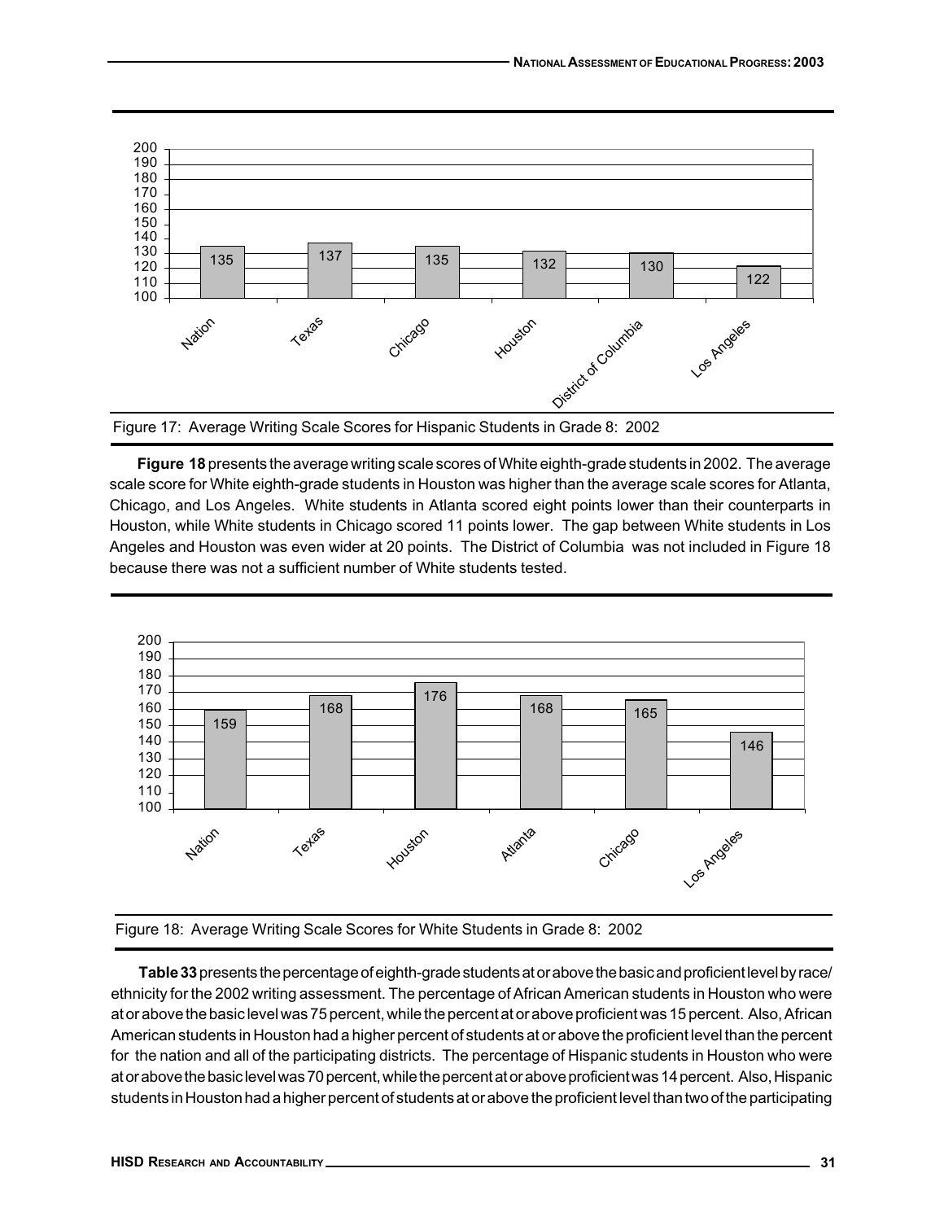| | Nation | Texas | Chicago | Houston | District of Columbia | Los Angeles |
|---|---|---|---|---|---|---|
| Average Scale Score | 135 | 137 | 135 | 132 | 130 | 122 |

Figure 17: Average Writing Scale Scores for Hispanic Students in Grade 8: 2002

**Figure 18** presents the average writing scale scores of White eighth-grade students in 2002. The average scale score for White eighth-grade students in Houston was higher than the average scale scores for Atlanta, Chicago, and Los Angeles. White students in Atlanta scored eight points lower than their counterparts in Houston, while White students in Chicago scored 11 points lower. The gap between White students in Los Angeles and Houston was even wider at 20 points. The District of Columbia was not included in Figure 18 because there was not a sufficient number of White students tested.

| | Nation | Texas | Houston | Atlanta | Chicago | Los Angeles |
|---|---|---|---|---|---|---|
| Average Scale Score | 159 | 168 | 176 | 168 | 165 | 146 |

Figure 18: Average Writing Scale Scores for White Students in Grade 8: 2002

**Table 33** presents the percentage of eighth-grade students at or above the basic and proficient level by race/ethnicity for the 2002 writing assessment. The percentage of African American students in Houston who were at or above the basic level was 75 percent, while the percent at or above proficient was 15 percent. Also, African American students in Houston had a higher percent of students at or above the proficient level than the percent for the nation and all of the participating districts. The percentage of Hispanic students in Houston who were at or above the basic level was 70 percent, while the percent at or above proficient was 14 percent. Also, Hispanic students in Houston had a higher percent of students at or above the proficient level than two of the participating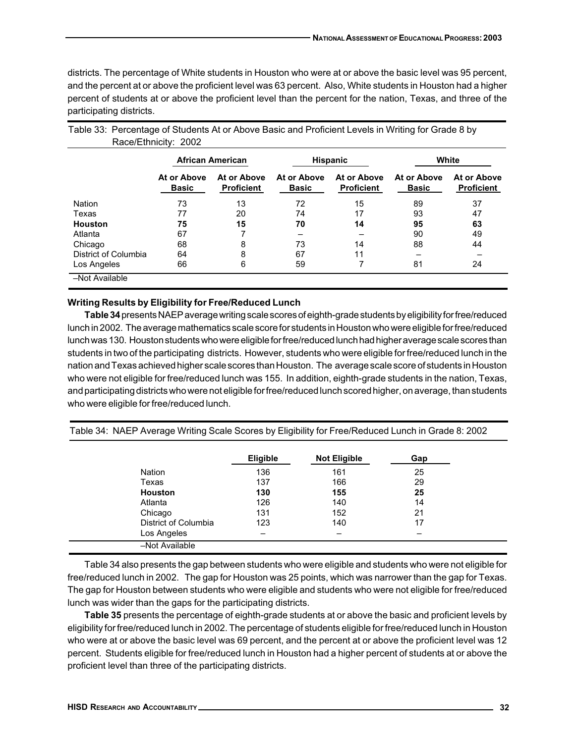districts. The percentage of White students in Houston who were at or above the basic level was 95 percent, and the percent at or above the proficient level was 63 percent. Also, White students in Houston had a higher percent of students at or above the proficient level than the percent for the nation, Texas, and three of the participating districts.

Table 33: Percentage of Students At or Above Basic and Proficient Levels in Writing for Grade 8 by Race/Ethnicity: 2002

| | African American | | Hispanic | | White | |
|---|---|---|---|---|---|---|
| | At or Above Basic | At or Above Proficient | At or Above Basic | At or Above Proficient | At or Above Basic | At or Above Proficient |
| Nation | 73 | 13 | 72 | 15 | 89 | 37 |
| Texas | 77 | 20 | 74 | 17 | 93 | 47 |
| **Houston** | **75** | **15** | **70** | **14** | **95** | **63** |
| Atlanta | 67 | 7 | – | – | 90 | 49 |
| Chicago | 68 | 8 | 73 | 14 | 88 | 44 |
| District of Columbia | 64 | 8 | 67 | 11 | – | – |
| Los Angeles | 66 | 6 | 59 | 7 | 81 | 24 |

–Not Available

**Writing Results by Eligibility for Free/Reduced Lunch**

**Table 34** presents NAEP average writing scale scores of eighth-grade students by eligibility for free/reduced lunch in 2002. The average mathematics scale score for students in Houston who were eligible for free/reduced lunch was 130. Houston students who were eligible for free/reduced lunch had higher average scale scores than students in two of the participating districts. However, students who were eligible for free/reduced lunch in the nation and Texas achieved higher scale scores than Houston. The average scale score of students in Houston who were not eligible for free/reduced lunch was 155. In addition, eighth-grade students in the nation, Texas, and participating districts who were not eligible for free/reduced lunch scored higher, on average, than students who were eligible for free/reduced lunch.

Table 34: NAEP Average Writing Scale Scores by Eligibility for Free/Reduced Lunch in Grade 8: 2002

| | Eligible | Not Eligible | Gap |
|---|---|---|---|
| Nation | 136 | 161 | 25 |
| Texas | 137 | 166 | 29 |
| **Houston** | **130** | **155** | **25** |
| Atlanta | 126 | 140 | 14 |
| Chicago | 131 | 152 | 21 |
| District of Columbia | 123 | 140 | 17 |
| Los Angeles | – | – | – |

–Not Available

Table 34 also presents the gap between students who were eligible and students who were not eligible for free/reduced lunch in 2002. The gap for Houston was 25 points, which was narrower than the gap for Texas. The gap for Houston between students who were eligible and students who were not eligible for free/reduced lunch was wider than the gaps for the participating districts.

**Table 35** presents the percentage of eighth-grade students at or above the basic and proficient levels by eligibility for free/reduced lunch in 2002. The percentage of students eligible for free/reduced lunch in Houston who were at or above the basic level was 69 percent, and the percent at or above the proficient level was 12 percent. Students eligible for free/reduced lunch in Houston had a higher percent of students at or above the proficient level than three of the participating districts.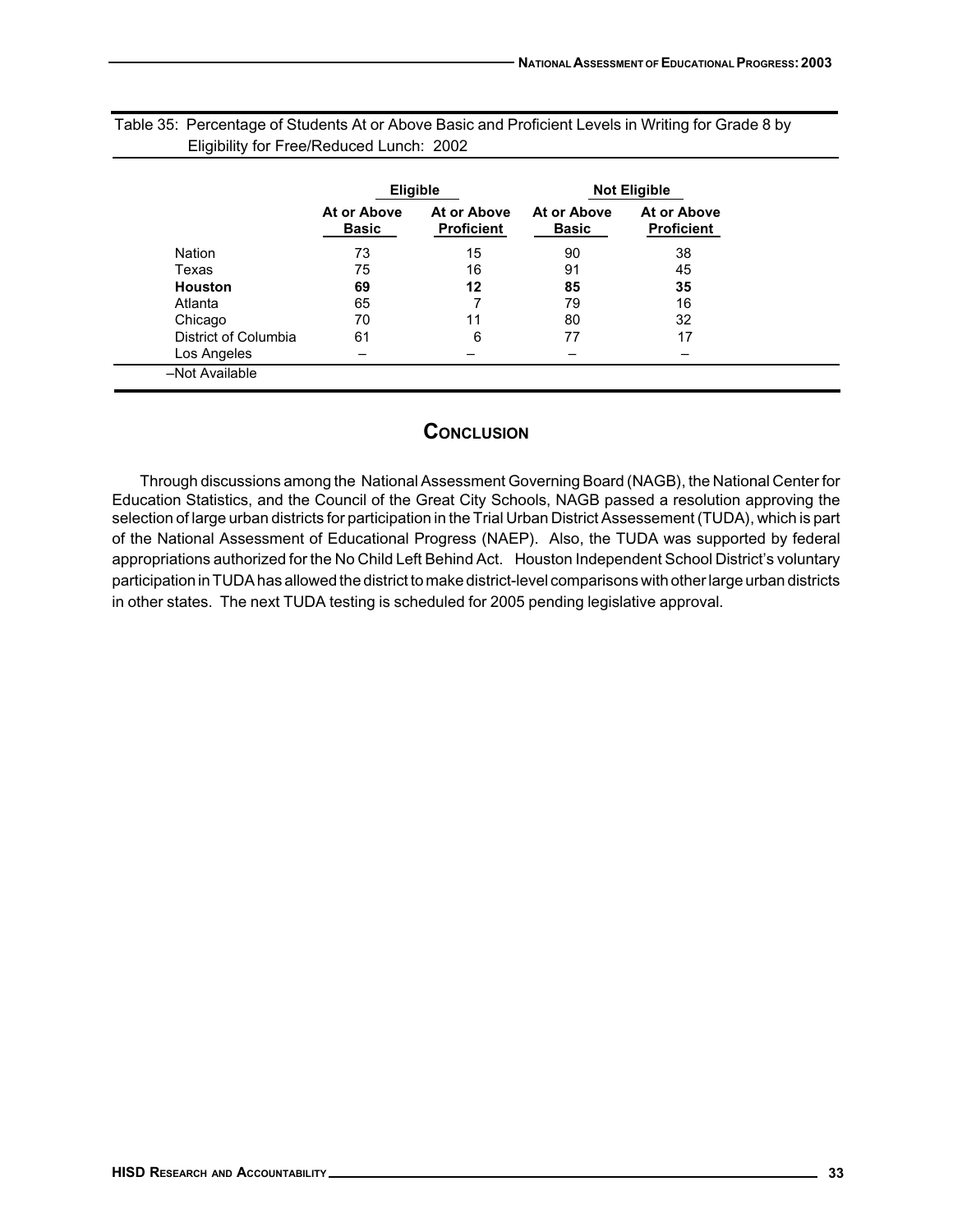Table 35: Percentage of Students At or Above Basic and Proficient Levels in Writing for Grade 8 by Eligibility for Free/Reduced Lunch: 2002

| | Eligible | | Not Eligible | |
|---|---|---|---|---|
| | At or Above Basic | At or Above Proficient | At or Above Basic | At or Above Proficient |
| Nation | 73 | 15 | 90 | 38 |
| Texas | 75 | 16 | 91 | 45 |
| **Houston** | **69** | **12** | **85** | **35** |
| Atlanta | 65 | 7 | 79 | 16 |
| Chicago | 70 | 11 | 80 | 32 |
| District of Columbia | 61 | 6 | 77 | 17 |
| Los Angeles | – | – | – | – |

–Not Available

## Conclusion

Through discussions among the National Assessment Governing Board (NAGB), the National Center for Education Statistics, and the Council of the Great City Schools, NAGB passed a resolution approving the selection of large urban districts for participation in the Trial Urban District Assesement (TUDA), which is part of the National Assessment of Educational Progress (NAEP). Also, the TUDA was supported by federal appropriations authorized for the No Child Left Behind Act. Houston Independent School District's voluntary participation in TUDA has allowed the district to make district-level comparisons with other large urban districts in other states. The next TUDA testing is scheduled for 2005 pending legislative approval.